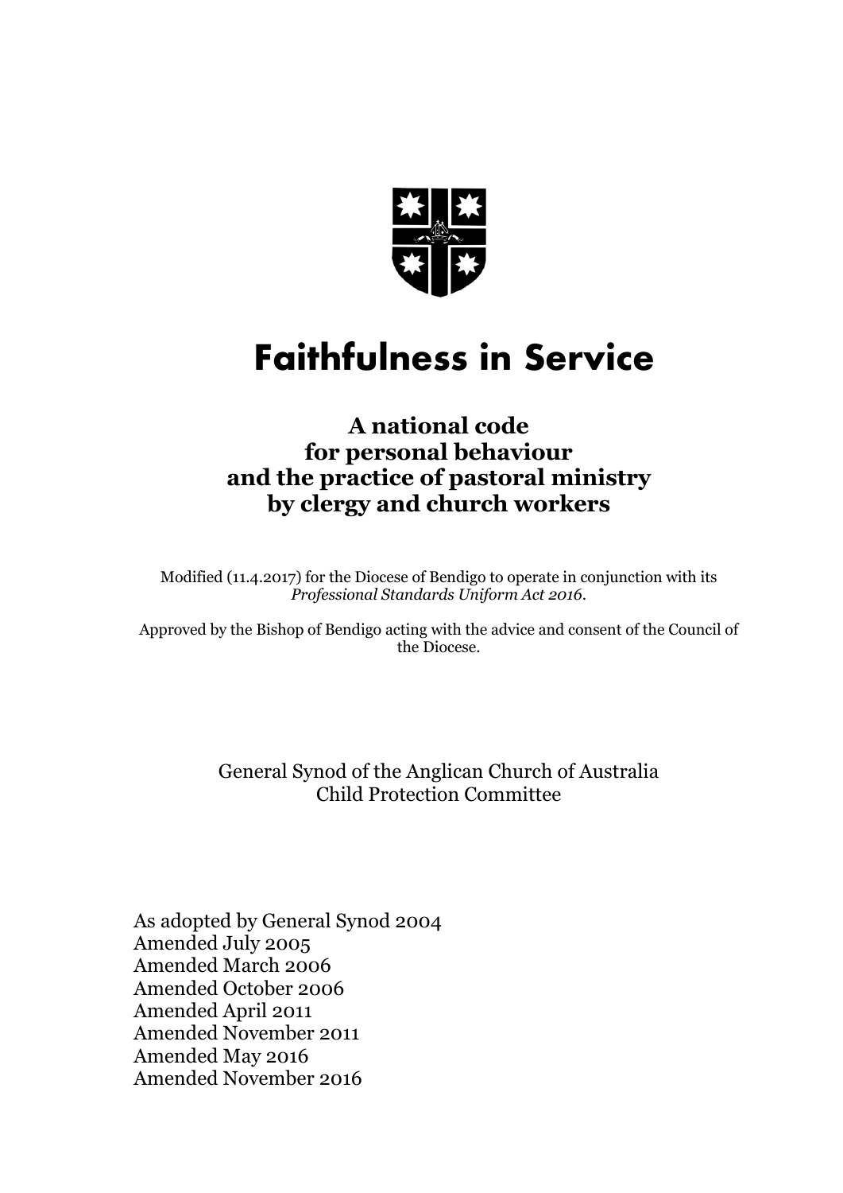# Faithfulness in Service

## A national code for personal behaviour and the practice of pastoral ministry by clergy and church workers

Modified (11.4.2017) for the Diocese of Bendigo to operate in conjunction with its *Professional Standards Uniform Act 2016*.

Approved by the Bishop of Bendigo acting with the advice and consent of the Council of the Diocese.

General Synod of the Anglican Church of Australia
Child Protection Committee

As adopted by General Synod 2004
Amended July 2005
Amended March 2006
Amended October 2006
Amended April 2011
Amended November 2011
Amended May 2016
Amended November 2016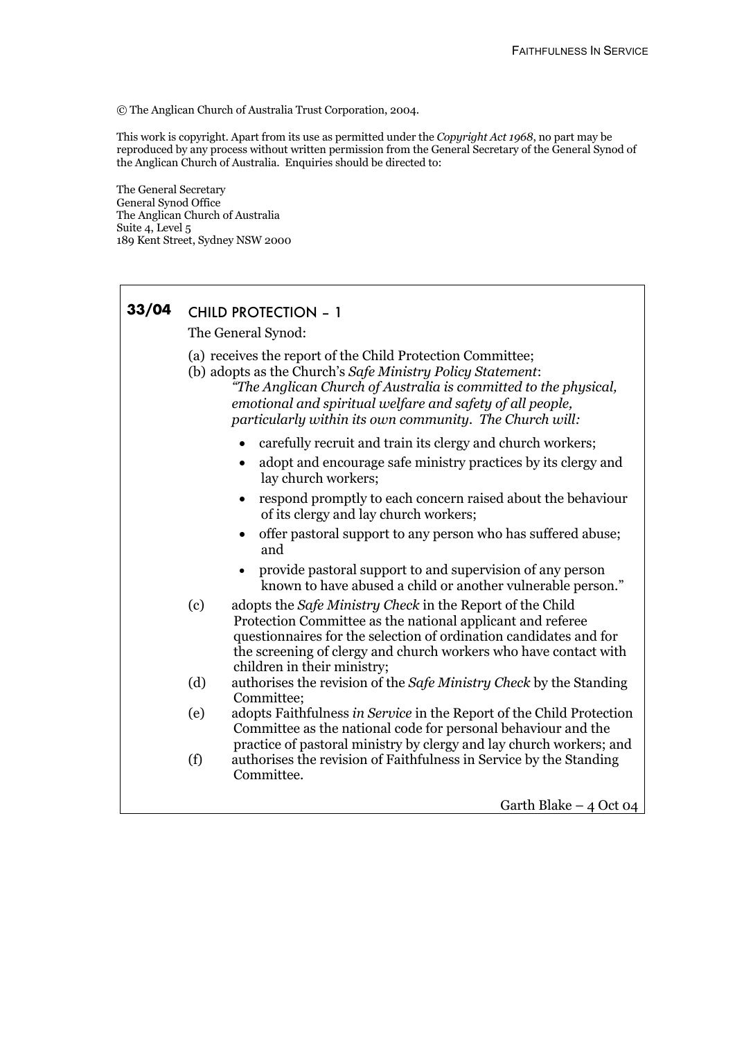© The Anglican Church of Australia Trust Corporation, 2004.

This work is copyright. Apart from its use as permitted under the *Copyright Act 1968*, no part may be reproduced by any process without written permission from the General Secretary of the General Synod of the Anglican Church of Australia. Enquiries should be directed to:

The General Secretary
General Synod Office
The Anglican Church of Australia
Suite 4, Level 5
189 Kent Street, Sydney NSW 2000

**33/04** CHILD PROTECTION – 1

The General Synod:

(a) receives the report of the Child Protection Committee;

(b) adopts as the Church's *Safe Ministry Policy Statement*:

*"The Anglican Church of Australia is committed to the physical, emotional and spiritual welfare and safety of all people, particularly within its own community. The Church will:*

- carefully recruit and train its clergy and church workers;
- adopt and encourage safe ministry practices by its clergy and lay church workers;
- respond promptly to each concern raised about the behaviour of its clergy and lay church workers;
- offer pastoral support to any person who has suffered abuse; and
- provide pastoral support to and supervision of any person known to have abused a child or another vulnerable person."

(c) adopts the *Safe Ministry Check* in the Report of the Child Protection Committee as the national applicant and referee questionnaires for the selection of ordination candidates and for the screening of clergy and church workers who have contact with children in their ministry;

(d) authorises the revision of the *Safe Ministry Check* by the Standing Committee;

(e) adopts Faithfulness *in Service* in the Report of the Child Protection Committee as the national code for personal behaviour and the practice of pastoral ministry by clergy and lay church workers; and

(f) authorises the revision of Faithfulness in Service by the Standing Committee.

Garth Blake – 4 Oct 04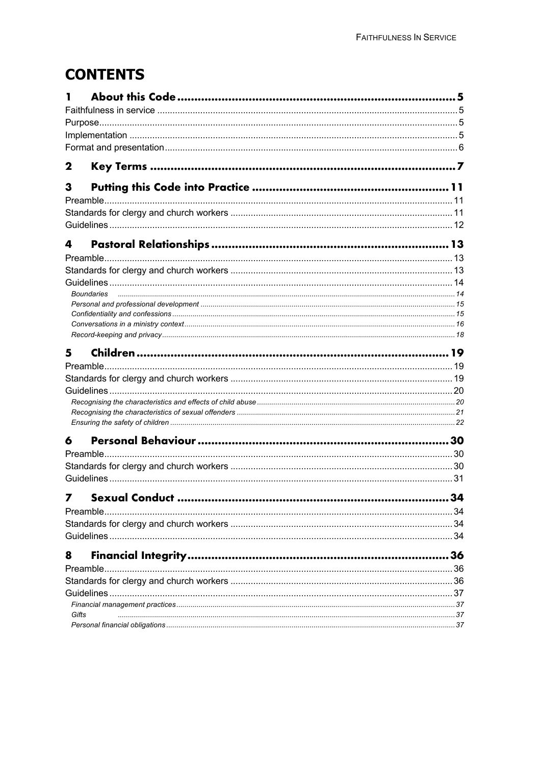# CONTENTS

**1 About this Code** ... 5

Faithfulness in service ... 5

Purpose ... 5

Implementation ... 5

Format and presentation ... 6

**2 Key Terms** ... 7

**3 Putting this Code into Practice** ... 11

Preamble ... 11

Standards for clergy and church workers ... 11

Guidelines ... 12

**4 Pastoral Relationships** ... 13

Preamble ... 13

Standards for clergy and church workers ... 13

Guidelines ... 14

*Boundaries* ... 14

*Personal and professional development* ... 15

*Confidentiality and confessions* ... 15

*Conversations in a ministry context* ... 16

*Record-keeping and privacy* ... 18

**5 Children** ... 19

Preamble ... 19

Standards for clergy and church workers ... 19

Guidelines ... 20

*Recognising the characteristics and effects of child abuse* ... 20

*Recognising the characteristics of sexual offenders* ... 21

*Ensuring the safety of children* ... 22

**6 Personal Behaviour** ... 30

Preamble ... 30

Standards for clergy and church workers ... 30

Guidelines ... 31

**7 Sexual Conduct** ... 34

Preamble ... 34

Standards for clergy and church workers ... 34

Guidelines ... 34

**8 Financial Integrity** ... 36

Preamble ... 36

Standards for clergy and church workers ... 36

Guidelines ... 37

*Financial management practices* ... 37

*Gifts* ... 37

*Personal financial obligations* ... 37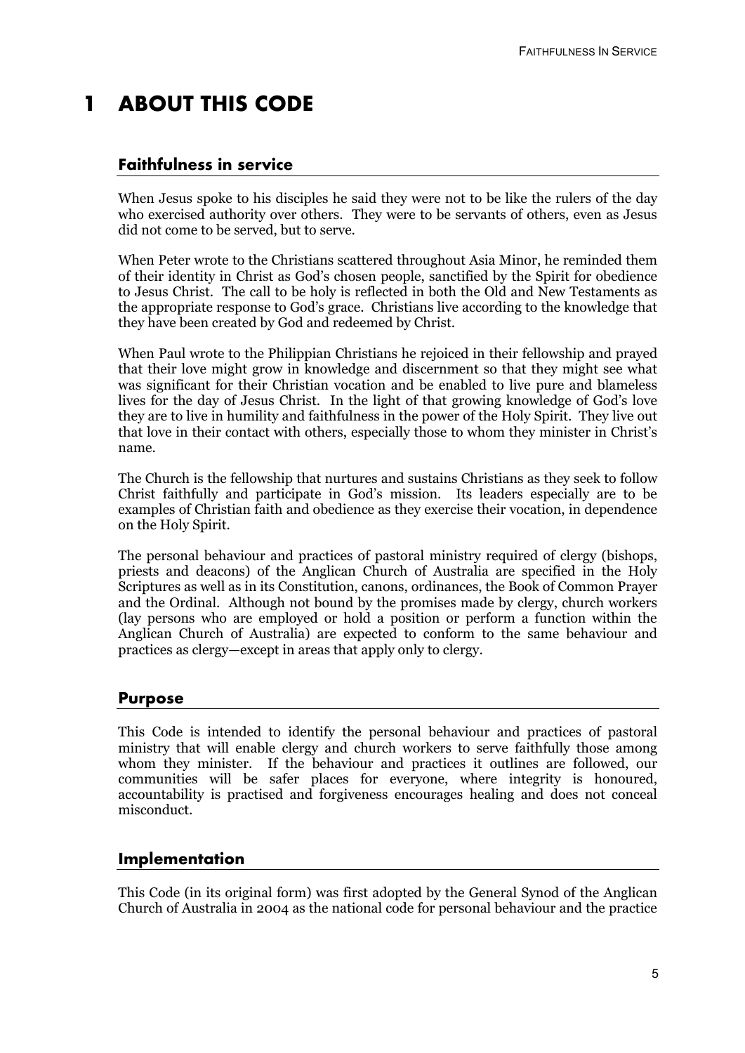# 1 ABOUT THIS CODE

## Faithfulness in service

When Jesus spoke to his disciples he said they were not to be like the rulers of the day who exercised authority over others. They were to be servants of others, even as Jesus did not come to be served, but to serve.

When Peter wrote to the Christians scattered throughout Asia Minor, he reminded them of their identity in Christ as God's chosen people, sanctified by the Spirit for obedience to Jesus Christ. The call to be holy is reflected in both the Old and New Testaments as the appropriate response to God's grace. Christians live according to the knowledge that they have been created by God and redeemed by Christ.

When Paul wrote to the Philippian Christians he rejoiced in their fellowship and prayed that their love might grow in knowledge and discernment so that they might see what was significant for their Christian vocation and be enabled to live pure and blameless lives for the day of Jesus Christ. In the light of that growing knowledge of God's love they are to live in humility and faithfulness in the power of the Holy Spirit. They live out that love in their contact with others, especially those to whom they minister in Christ's name.

The Church is the fellowship that nurtures and sustains Christians as they seek to follow Christ faithfully and participate in God's mission. Its leaders especially are to be examples of Christian faith and obedience as they exercise their vocation, in dependence on the Holy Spirit.

The personal behaviour and practices of pastoral ministry required of clergy (bishops, priests and deacons) of the Anglican Church of Australia are specified in the Holy Scriptures as well as in its Constitution, canons, ordinances, the Book of Common Prayer and the Ordinal. Although not bound by the promises made by clergy, church workers (lay persons who are employed or hold a position or perform a function within the Anglican Church of Australia) are expected to conform to the same behaviour and practices as clergy—except in areas that apply only to clergy.

## Purpose

This Code is intended to identify the personal behaviour and practices of pastoral ministry that will enable clergy and church workers to serve faithfully those among whom they minister. If the behaviour and practices it outlines are followed, our communities will be safer places for everyone, where integrity is honoured, accountability is practised and forgiveness encourages healing and does not conceal misconduct.

## Implementation

This Code (in its original form) was first adopted by the General Synod of the Anglican Church of Australia in 2004 as the national code for personal behaviour and the practice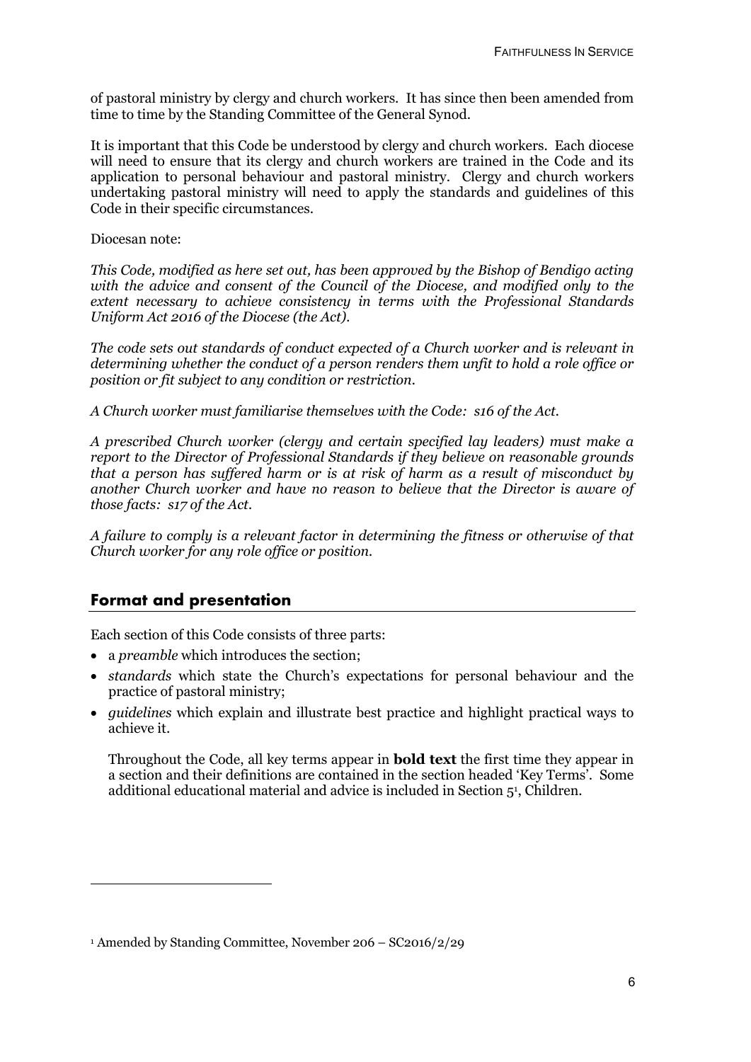of pastoral ministry by clergy and church workers. It has since then been amended from time to time by the Standing Committee of the General Synod.

It is important that this Code be understood by clergy and church workers. Each diocese will need to ensure that its clergy and church workers are trained in the Code and its application to personal behaviour and pastoral ministry. Clergy and church workers undertaking pastoral ministry will need to apply the standards and guidelines of this Code in their specific circumstances.

Diocesan note:

*This Code, modified as here set out, has been approved by the Bishop of Bendigo acting with the advice and consent of the Council of the Diocese, and modified only to the extent necessary to achieve consistency in terms with the Professional Standards Uniform Act 2016 of the Diocese (the Act).*

*The code sets out standards of conduct expected of a Church worker and is relevant in determining whether the conduct of a person renders them unfit to hold a role office or position or fit subject to any condition or restriction.*

*A Church worker must familiarise themselves with the Code: s16 of the Act.*

*A prescribed Church worker (clergy and certain specified lay leaders) must make a report to the Director of Professional Standards if they believe on reasonable grounds that a person has suffered harm or is at risk of harm as a result of misconduct by another Church worker and have no reason to believe that the Director is aware of those facts: s17 of the Act.*

*A failure to comply is a relevant factor in determining the fitness or otherwise of that Church worker for any role office or position.*

## Format and presentation

Each section of this Code consists of three parts:

- a *preamble* which introduces the section;
- *standards* which state the Church's expectations for personal behaviour and the practice of pastoral ministry;
- *guidelines* which explain and illustrate best practice and highlight practical ways to achieve it.

Throughout the Code, all key terms appear in **bold text** the first time they appear in a section and their definitions are contained in the section headed 'Key Terms'. Some additional educational material and advice is included in Section 5[1], Children.

[1] Amended by Standing Committee, November 206 – SC2016/2/29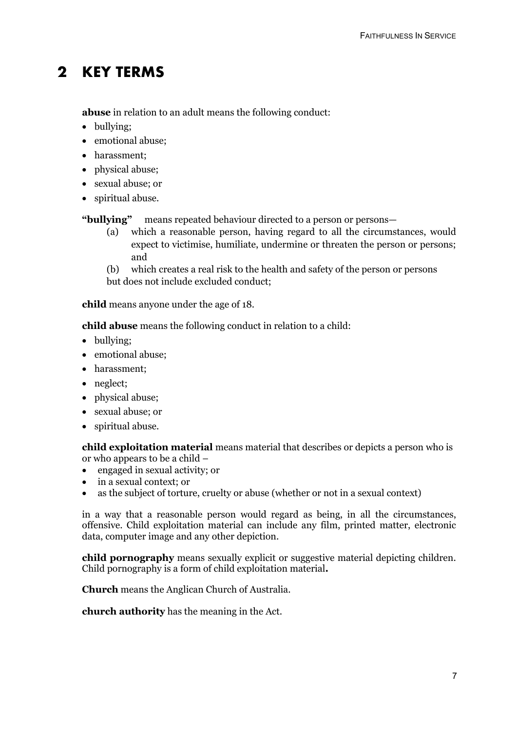# 2 KEY TERMS

**abuse** in relation to an adult means the following conduct:

- bullying;
- emotional abuse;
- harassment;
- physical abuse;
- sexual abuse; or
- spiritual abuse.

**"bullying"** means repeated behaviour directed to a person or persons—

(a) which a reasonable person, having regard to all the circumstances, would expect to victimise, humiliate, undermine or threaten the person or persons; and

(b) which creates a real risk to the health and safety of the person or persons

but does not include excluded conduct;

**child** means anyone under the age of 18.

**child abuse** means the following conduct in relation to a child:

- bullying;
- emotional abuse;
- harassment;
- neglect;
- physical abuse;
- sexual abuse; or
- spiritual abuse.

**child exploitation material** means material that describes or depicts a person who is or who appears to be a child –

- engaged in sexual activity; or
- in a sexual context; or
- as the subject of torture, cruelty or abuse (whether or not in a sexual context)

in a way that a reasonable person would regard as being, in all the circumstances, offensive. Child exploitation material can include any film, printed matter, electronic data, computer image and any other depiction.

**child pornography** means sexually explicit or suggestive material depicting children. Child pornography is a form of child exploitation material**.**

**Church** means the Anglican Church of Australia.

**church authority** has the meaning in the Act.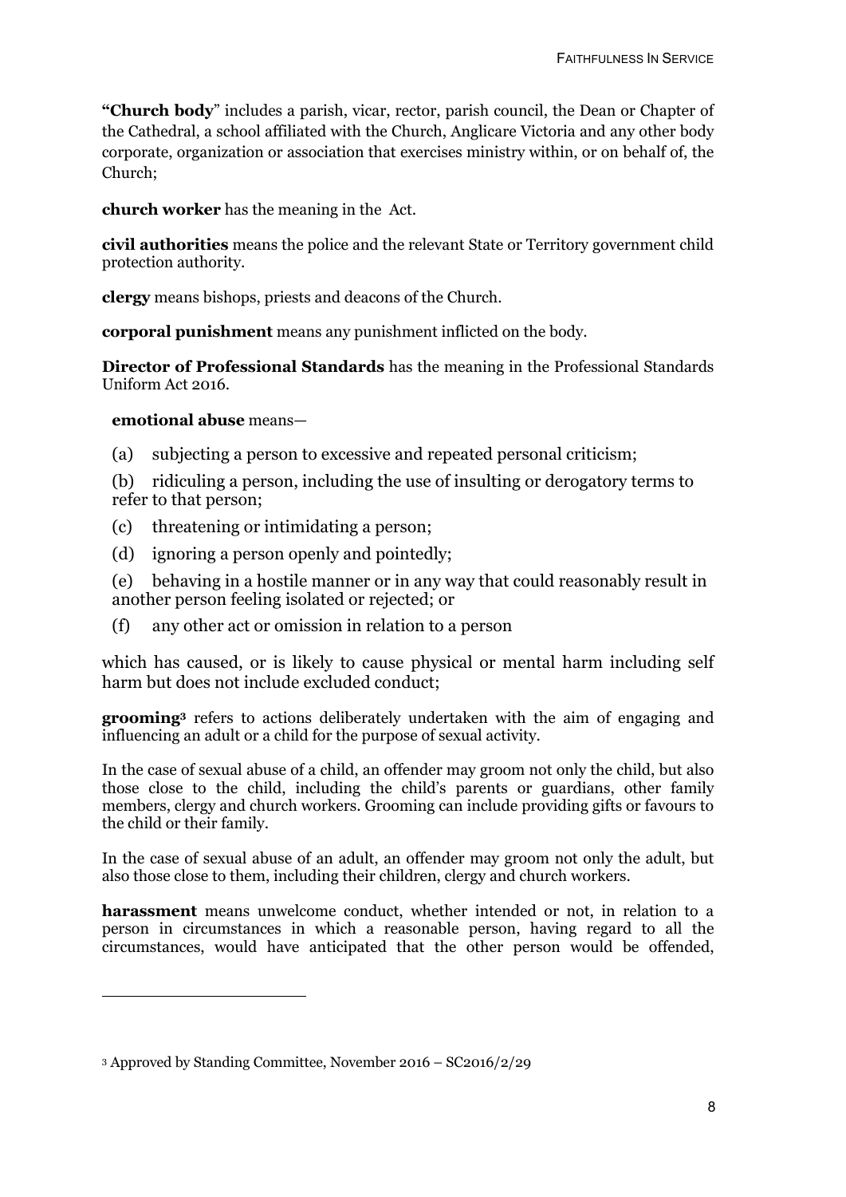**"Church body**" includes a parish, vicar, rector, parish council, the Dean or Chapter of the Cathedral, a school affiliated with the Church, Anglicare Victoria and any other body corporate, organization or association that exercises ministry within, or on behalf of, the Church;

**church worker** has the meaning in the Act.

**civil authorities** means the police and the relevant State or Territory government child protection authority.

**clergy** means bishops, priests and deacons of the Church.

**corporal punishment** means any punishment inflicted on the body.

**Director of Professional Standards** has the meaning in the Professional Standards Uniform Act 2016.

**emotional abuse** means—

(a) subjecting a person to excessive and repeated personal criticism;

(b) ridiculing a person, including the use of insulting or derogatory terms to refer to that person;

(c) threatening or intimidating a person;

(d) ignoring a person openly and pointedly;

(e) behaving in a hostile manner or in any way that could reasonably result in another person feeling isolated or rejected; or

(f) any other act or omission in relation to a person

which has caused, or is likely to cause physical or mental harm including self harm but does not include excluded conduct;

**grooming**[3] refers to actions deliberately undertaken with the aim of engaging and influencing an adult or a child for the purpose of sexual activity.

In the case of sexual abuse of a child, an offender may groom not only the child, but also those close to the child, including the child's parents or guardians, other family members, clergy and church workers. Grooming can include providing gifts or favours to the child or their family.

In the case of sexual abuse of an adult, an offender may groom not only the adult, but also those close to them, including their children, clergy and church workers.

**harassment** means unwelcome conduct, whether intended or not, in relation to a person in circumstances in which a reasonable person, having regard to all the circumstances, would have anticipated that the other person would be offended,

[3] Approved by Standing Committee, November 2016 – SC2016/2/29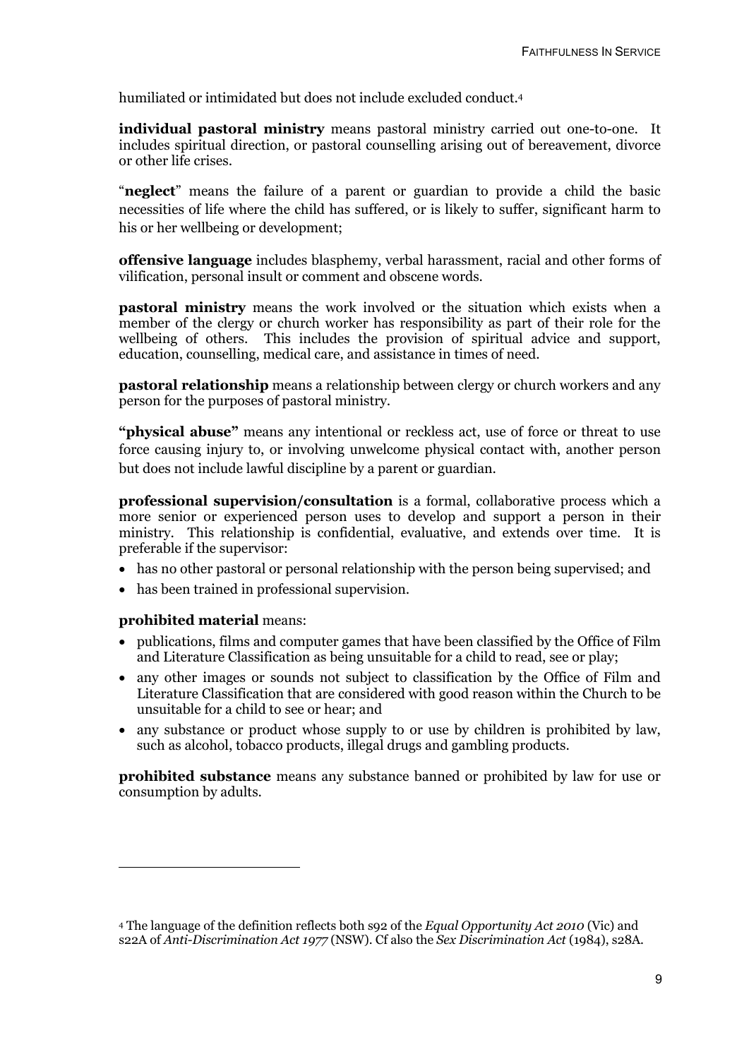humiliated or intimidated but does not include excluded conduct.[4]

**individual pastoral ministry** means pastoral ministry carried out one-to-one. It includes spiritual direction, or pastoral counselling arising out of bereavement, divorce or other life crises.

"**neglect**" means the failure of a parent or guardian to provide a child the basic necessities of life where the child has suffered, or is likely to suffer, significant harm to his or her wellbeing or development;

**offensive language** includes blasphemy, verbal harassment, racial and other forms of vilification, personal insult or comment and obscene words.

**pastoral ministry** means the work involved or the situation which exists when a member of the clergy or church worker has responsibility as part of their role for the wellbeing of others. This includes the provision of spiritual advice and support, education, counselling, medical care, and assistance in times of need.

**pastoral relationship** means a relationship between clergy or church workers and any person for the purposes of pastoral ministry.

**"physical abuse"** means any intentional or reckless act, use of force or threat to use force causing injury to, or involving unwelcome physical contact with, another person but does not include lawful discipline by a parent or guardian.

**professional supervision/consultation** is a formal, collaborative process which a more senior or experienced person uses to develop and support a person in their ministry. This relationship is confidential, evaluative, and extends over time. It is preferable if the supervisor:

- has no other pastoral or personal relationship with the person being supervised; and
- has been trained in professional supervision.

**prohibited material** means:

- publications, films and computer games that have been classified by the Office of Film and Literature Classification as being unsuitable for a child to read, see or play;
- any other images or sounds not subject to classification by the Office of Film and Literature Classification that are considered with good reason within the Church to be unsuitable for a child to see or hear; and
- any substance or product whose supply to or use by children is prohibited by law, such as alcohol, tobacco products, illegal drugs and gambling products.

**prohibited substance** means any substance banned or prohibited by law for use or consumption by adults.

[4] The language of the definition reflects both s92 of the *Equal Opportunity Act 2010* (Vic) and s22A of *Anti-Discrimination Act 1977* (NSW). Cf also the *Sex Discrimination Act* (1984), s28A.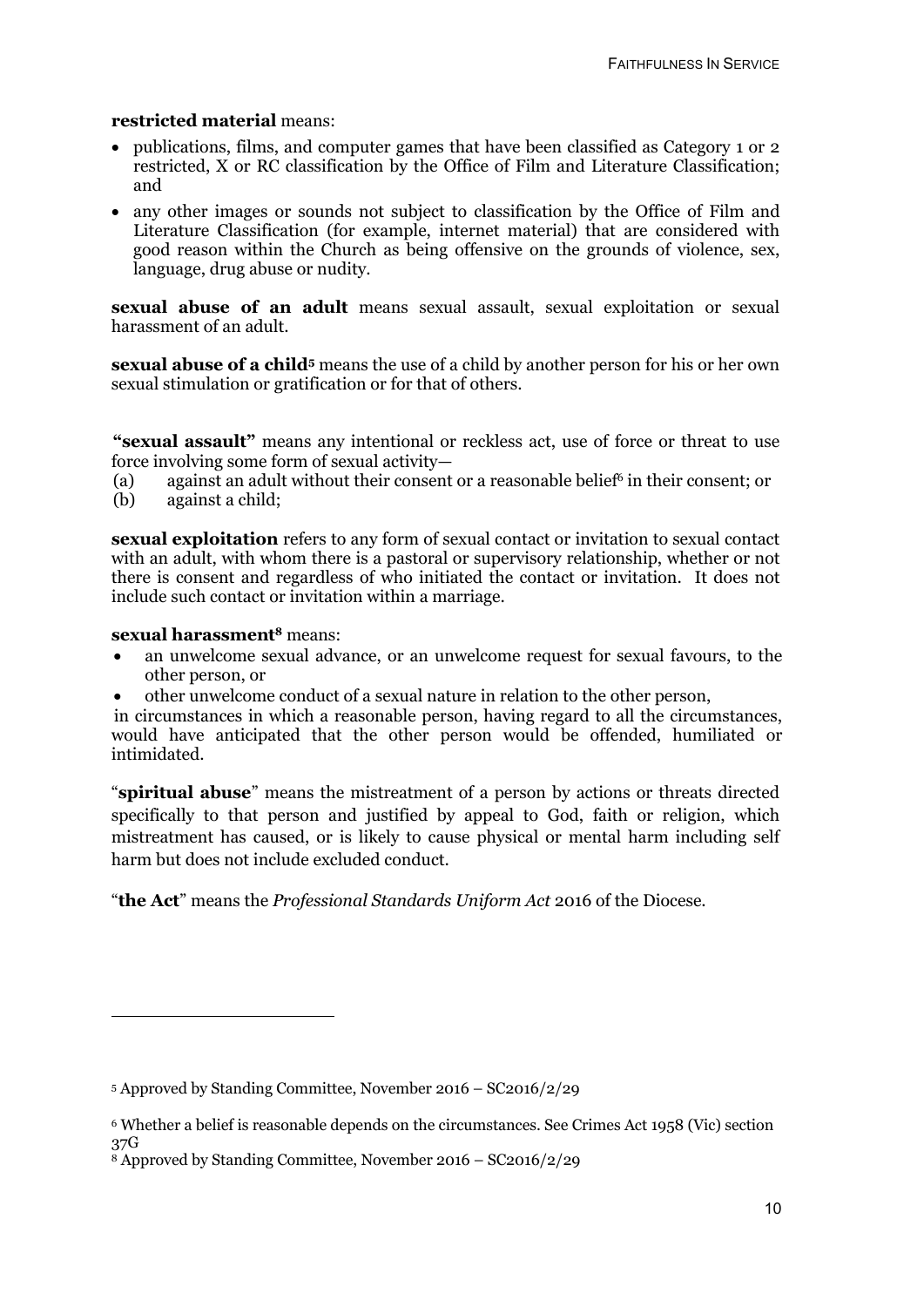**restricted material** means:

- publications, films, and computer games that have been classified as Category 1 or 2 restricted, X or RC classification by the Office of Film and Literature Classification; and
- any other images or sounds not subject to classification by the Office of Film and Literature Classification (for example, internet material) that are considered with good reason within the Church as being offensive on the grounds of violence, sex, language, drug abuse or nudity.

**sexual abuse of an adult** means sexual assault, sexual exploitation or sexual harassment of an adult.

**sexual abuse of a child**[5] means the use of a child by another person for his or her own sexual stimulation or gratification or for that of others.

**"sexual assault"** means any intentional or reckless act, use of force or threat to use force involving some form of sexual activity—

(a) against an adult without their consent or a reasonable belief[6] in their consent; or
(b) against a child;

**sexual exploitation** refers to any form of sexual contact or invitation to sexual contact with an adult, with whom there is a pastoral or supervisory relationship, whether or not there is consent and regardless of who initiated the contact or invitation. It does not include such contact or invitation within a marriage.

**sexual harassment**[8] means:

- an unwelcome sexual advance, or an unwelcome request for sexual favours, to the other person, or
- other unwelcome conduct of a sexual nature in relation to the other person,

in circumstances in which a reasonable person, having regard to all the circumstances, would have anticipated that the other person would be offended, humiliated or intimidated.

"**spiritual abuse**" means the mistreatment of a person by actions or threats directed specifically to that person and justified by appeal to God, faith or religion, which mistreatment has caused, or is likely to cause physical or mental harm including self harm but does not include excluded conduct.

"**the Act**" means the *Professional Standards Uniform Act* 2016 of the Diocese.

---

[5] Approved by Standing Committee, November 2016 – SC2016/2/29

[6] Whether a belief is reasonable depends on the circumstances. See Crimes Act 1958 (Vic) section 37G

[8] Approved by Standing Committee, November 2016 – SC2016/2/29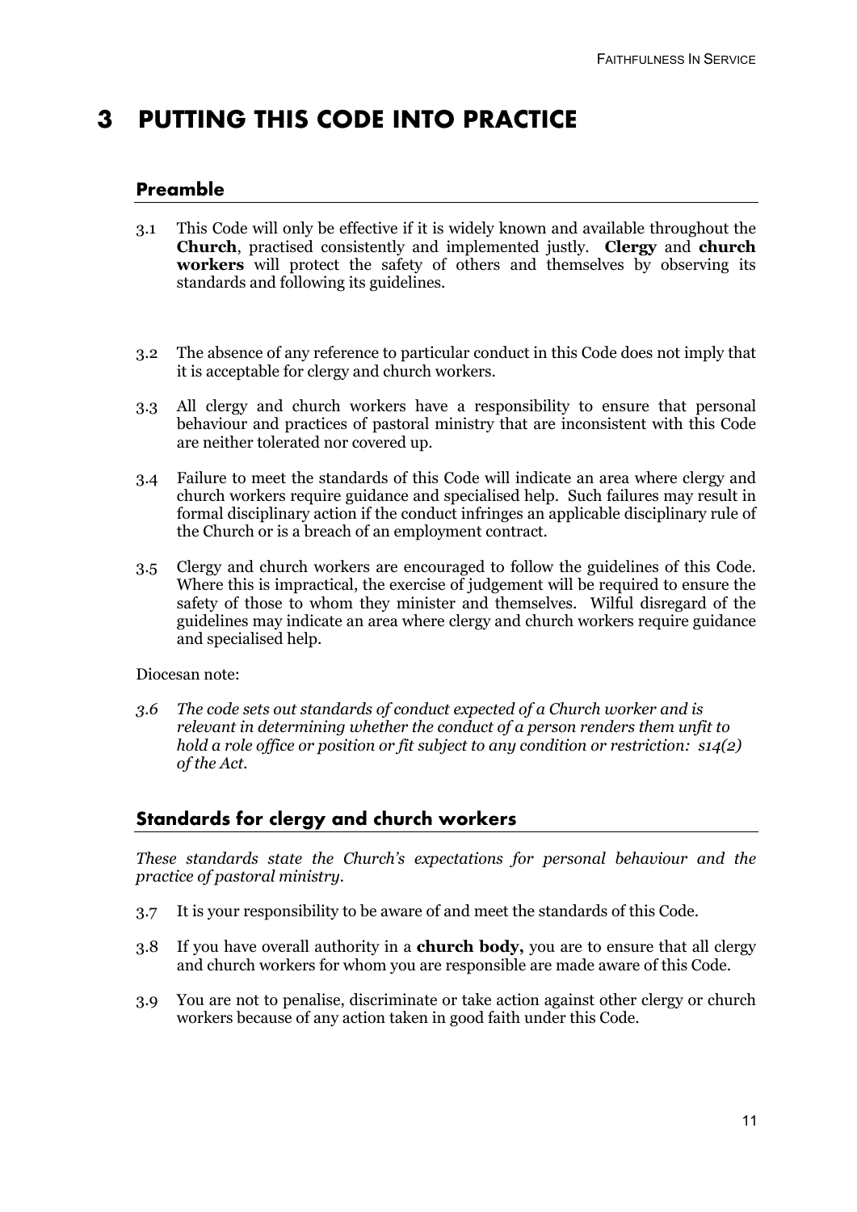# 3 PUTTING THIS CODE INTO PRACTICE

## Preamble

3.1 This Code will only be effective if it is widely known and available throughout the **Church**, practised consistently and implemented justly. **Clergy** and **church workers** will protect the safety of others and themselves by observing its standards and following its guidelines.

3.2 The absence of any reference to particular conduct in this Code does not imply that it is acceptable for clergy and church workers.

3.3 All clergy and church workers have a responsibility to ensure that personal behaviour and practices of pastoral ministry that are inconsistent with this Code are neither tolerated nor covered up.

3.4 Failure to meet the standards of this Code will indicate an area where clergy and church workers require guidance and specialised help. Such failures may result in formal disciplinary action if the conduct infringes an applicable disciplinary rule of the Church or is a breach of an employment contract.

3.5 Clergy and church workers are encouraged to follow the guidelines of this Code. Where this is impractical, the exercise of judgement will be required to ensure the safety of those to whom they minister and themselves. Wilful disregard of the guidelines may indicate an area where clergy and church workers require guidance and specialised help.

Diocesan note:

*3.6 The code sets out standards of conduct expected of a Church worker and is relevant in determining whether the conduct of a person renders them unfit to hold a role office or position or fit subject to any condition or restriction: s14(2) of the Act.*

## Standards for clergy and church workers

*These standards state the Church's expectations for personal behaviour and the practice of pastoral ministry.*

3.7 It is your responsibility to be aware of and meet the standards of this Code.

3.8 If you have overall authority in a **church body,** you are to ensure that all clergy and church workers for whom you are responsible are made aware of this Code.

3.9 You are not to penalise, discriminate or take action against other clergy or church workers because of any action taken in good faith under this Code.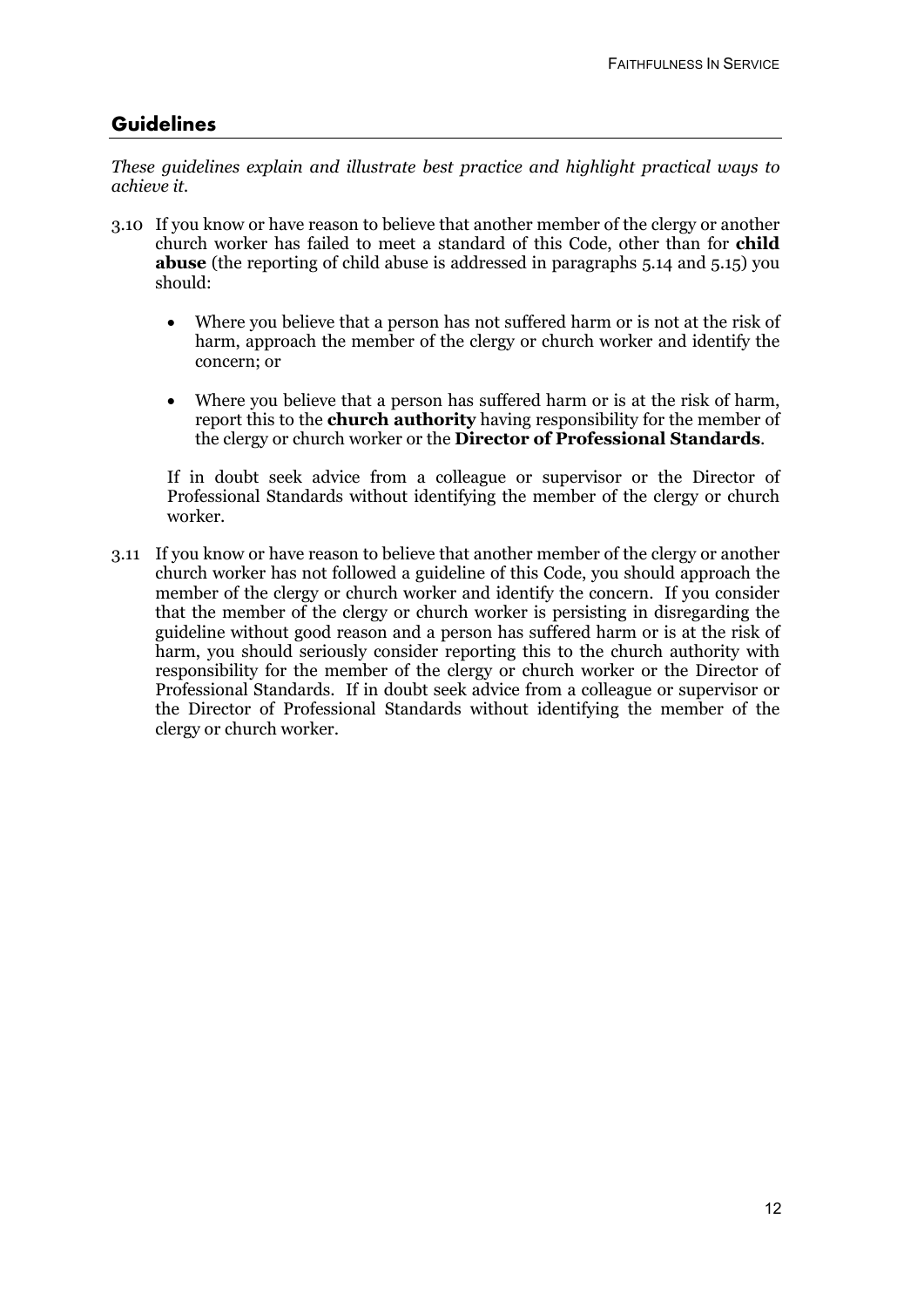## Guidelines

*These guidelines explain and illustrate best practice and highlight practical ways to achieve it.*

3.10 If you know or have reason to believe that another member of the clergy or another church worker has failed to meet a standard of this Code, other than for **child abuse** (the reporting of child abuse is addressed in paragraphs 5.14 and 5.15) you should:

- Where you believe that a person has not suffered harm or is not at the risk of harm, approach the member of the clergy or church worker and identify the concern; or

- Where you believe that a person has suffered harm or is at the risk of harm, report this to the **church authority** having responsibility for the member of the clergy or church worker or the **Director of Professional Standards**.

If in doubt seek advice from a colleague or supervisor or the Director of Professional Standards without identifying the member of the clergy or church worker.

3.11 If you know or have reason to believe that another member of the clergy or another church worker has not followed a guideline of this Code, you should approach the member of the clergy or church worker and identify the concern. If you consider that the member of the clergy or church worker is persisting in disregarding the guideline without good reason and a person has suffered harm or is at the risk of harm, you should seriously consider reporting this to the church authority with responsibility for the member of the clergy or church worker or the Director of Professional Standards. If in doubt seek advice from a colleague or supervisor or the Director of Professional Standards without identifying the member of the clergy or church worker.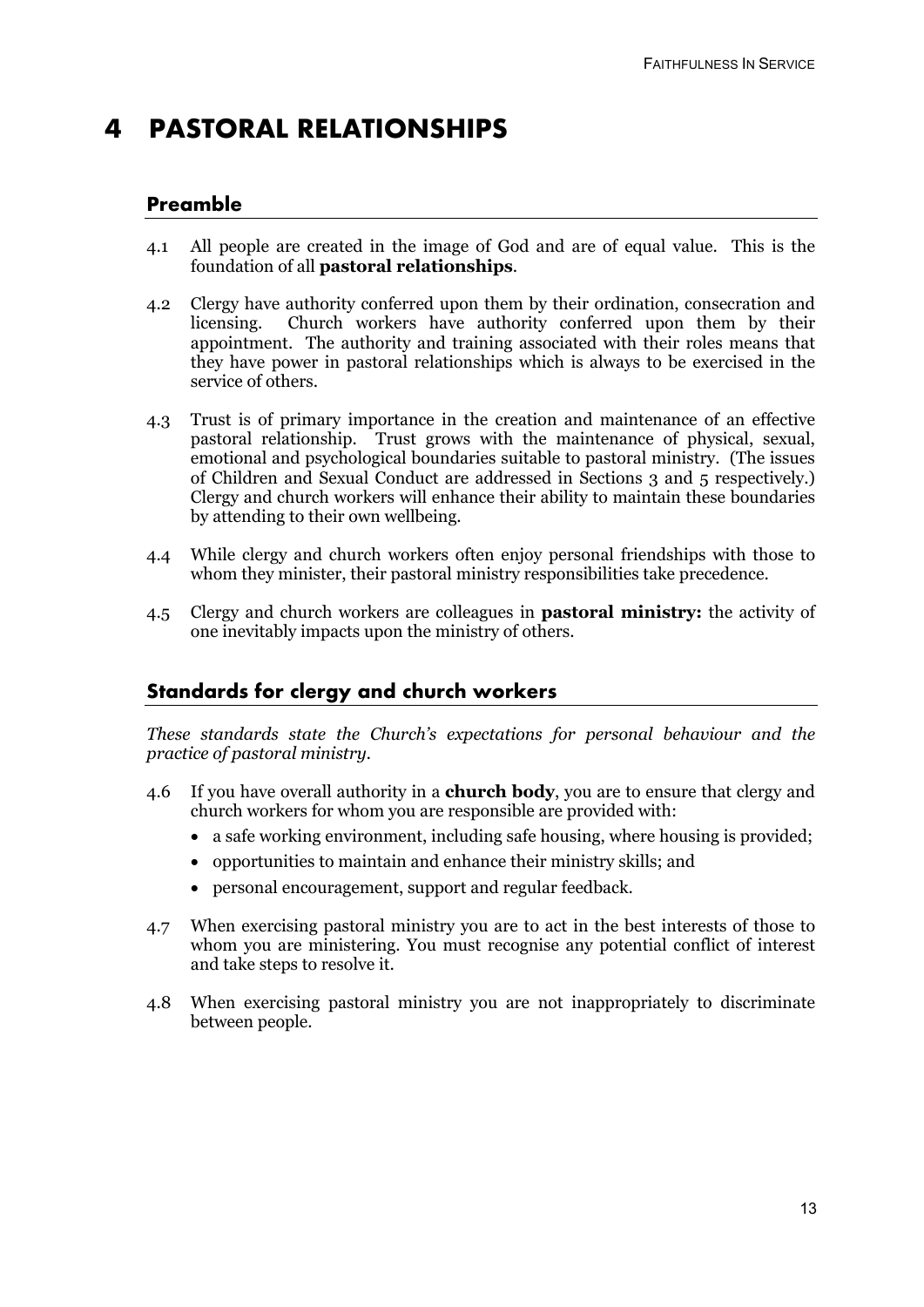# 4 PASTORAL RELATIONSHIPS

## Preamble

4.1 All people are created in the image of God and are of equal value. This is the foundation of all **pastoral relationships**.

4.2 Clergy have authority conferred upon them by their ordination, consecration and licensing. Church workers have authority conferred upon them by their appointment. The authority and training associated with their roles means that they have power in pastoral relationships which is always to be exercised in the service of others.

4.3 Trust is of primary importance in the creation and maintenance of an effective pastoral relationship. Trust grows with the maintenance of physical, sexual, emotional and psychological boundaries suitable to pastoral ministry. (The issues of Children and Sexual Conduct are addressed in Sections 3 and 5 respectively.) Clergy and church workers will enhance their ability to maintain these boundaries by attending to their own wellbeing.

4.4 While clergy and church workers often enjoy personal friendships with those to whom they minister, their pastoral ministry responsibilities take precedence.

4.5 Clergy and church workers are colleagues in **pastoral ministry:** the activity of one inevitably impacts upon the ministry of others.

## Standards for clergy and church workers

*These standards state the Church's expectations for personal behaviour and the practice of pastoral ministry.*

4.6 If you have overall authority in a **church body**, you are to ensure that clergy and church workers for whom you are responsible are provided with:

- a safe working environment, including safe housing, where housing is provided;
- opportunities to maintain and enhance their ministry skills; and
- personal encouragement, support and regular feedback.

4.7 When exercising pastoral ministry you are to act in the best interests of those to whom you are ministering. You must recognise any potential conflict of interest and take steps to resolve it.

4.8 When exercising pastoral ministry you are not inappropriately to discriminate between people.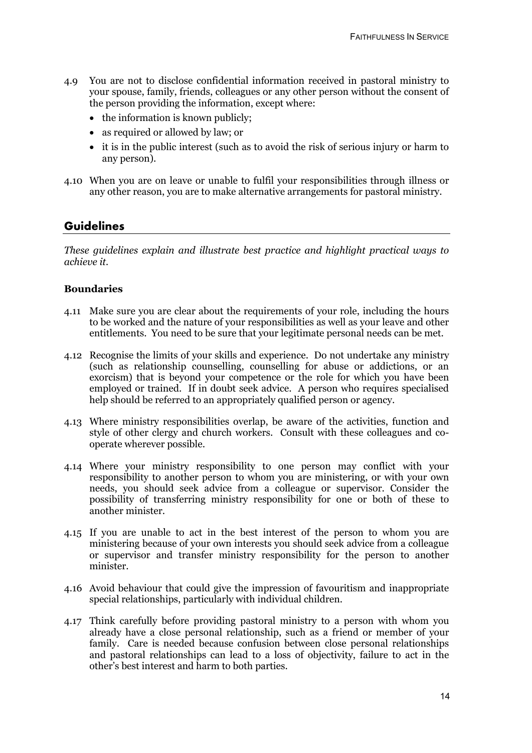4.9 You are not to disclose confidential information received in pastoral ministry to your spouse, family, friends, colleagues or any other person without the consent of the person providing the information, except where:

- the information is known publicly;
- as required or allowed by law; or
- it is in the public interest (such as to avoid the risk of serious injury or harm to any person).

4.10 When you are on leave or unable to fulfil your responsibilities through illness or any other reason, you are to make alternative arrangements for pastoral ministry.

## Guidelines

*These guidelines explain and illustrate best practice and highlight practical ways to achieve it.*

### Boundaries

4.11 Make sure you are clear about the requirements of your role, including the hours to be worked and the nature of your responsibilities as well as your leave and other entitlements. You need to be sure that your legitimate personal needs can be met.

4.12 Recognise the limits of your skills and experience. Do not undertake any ministry (such as relationship counselling, counselling for abuse or addictions, or an exorcism) that is beyond your competence or the role for which you have been employed or trained. If in doubt seek advice. A person who requires specialised help should be referred to an appropriately qualified person or agency.

4.13 Where ministry responsibilities overlap, be aware of the activities, function and style of other clergy and church workers. Consult with these colleagues and co-operate wherever possible.

4.14 Where your ministry responsibility to one person may conflict with your responsibility to another person to whom you are ministering, or with your own needs, you should seek advice from a colleague or supervisor. Consider the possibility of transferring ministry responsibility for one or both of these to another minister.

4.15 If you are unable to act in the best interest of the person to whom you are ministering because of your own interests you should seek advice from a colleague or supervisor and transfer ministry responsibility for the person to another minister.

4.16 Avoid behaviour that could give the impression of favouritism and inappropriate special relationships, particularly with individual children.

4.17 Think carefully before providing pastoral ministry to a person with whom you already have a close personal relationship, such as a friend or member of your family. Care is needed because confusion between close personal relationships and pastoral relationships can lead to a loss of objectivity, failure to act in the other's best interest and harm to both parties.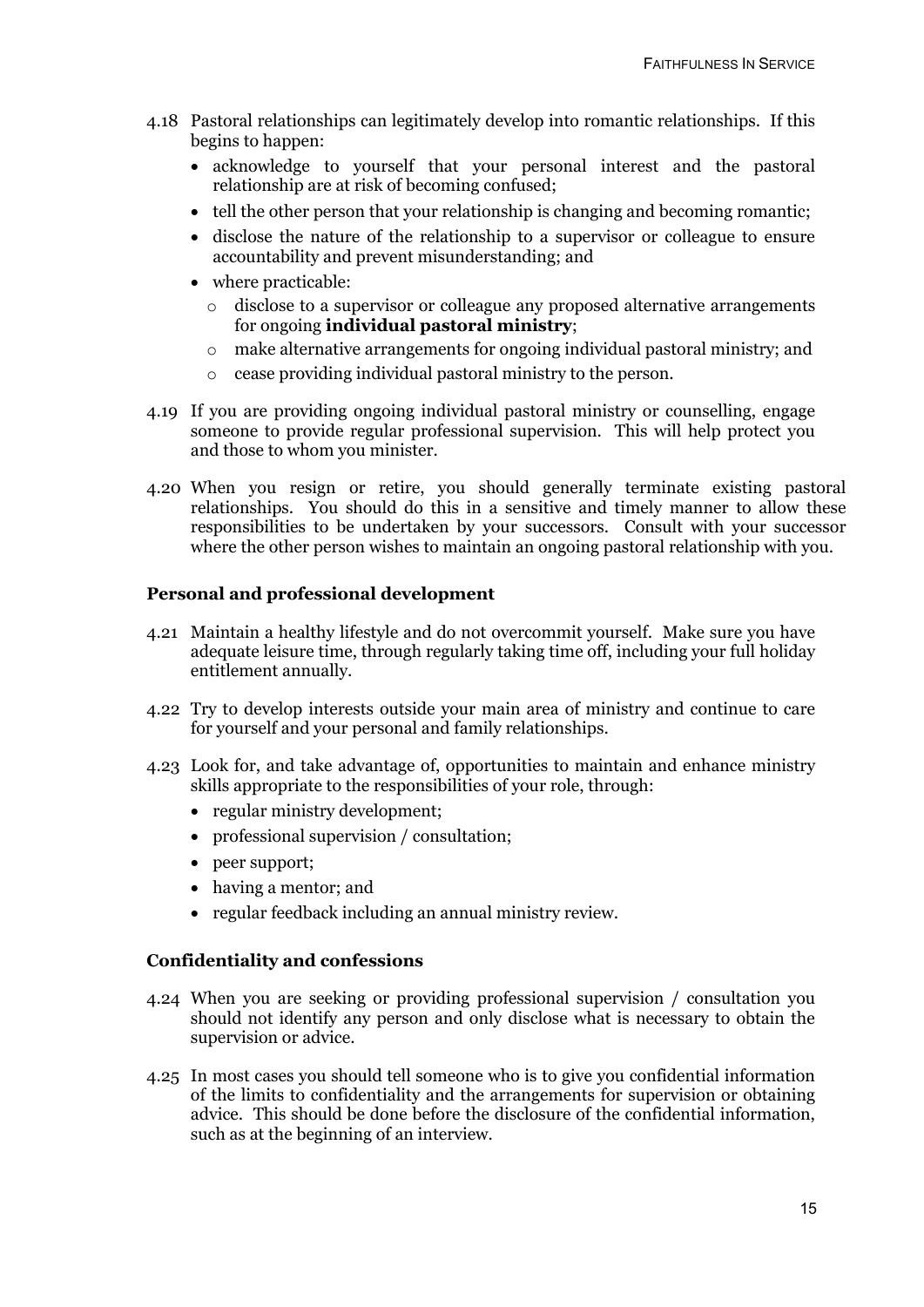4.18 Pastoral relationships can legitimately develop into romantic relationships. If this begins to happen:

- acknowledge to yourself that your personal interest and the pastoral relationship are at risk of becoming confused;
- tell the other person that your relationship is changing and becoming romantic;
- disclose the nature of the relationship to a supervisor or colleague to ensure accountability and prevent misunderstanding; and
- where practicable:
  - disclose to a supervisor or colleague any proposed alternative arrangements for ongoing **individual pastoral ministry**;
  - make alternative arrangements for ongoing individual pastoral ministry; and
  - cease providing individual pastoral ministry to the person.

4.19 If you are providing ongoing individual pastoral ministry or counselling, engage someone to provide regular professional supervision. This will help protect you and those to whom you minister.

4.20 When you resign or retire, you should generally terminate existing pastoral relationships. You should do this in a sensitive and timely manner to allow these responsibilities to be undertaken by your successors. Consult with your successor where the other person wishes to maintain an ongoing pastoral relationship with you.

### Personal and professional development

4.21 Maintain a healthy lifestyle and do not overcommit yourself. Make sure you have adequate leisure time, through regularly taking time off, including your full holiday entitlement annually.

4.22 Try to develop interests outside your main area of ministry and continue to care for yourself and your personal and family relationships.

4.23 Look for, and take advantage of, opportunities to maintain and enhance ministry skills appropriate to the responsibilities of your role, through:

- regular ministry development;
- professional supervision / consultation;
- peer support;
- having a mentor; and
- regular feedback including an annual ministry review.

### Confidentiality and confessions

4.24 When you are seeking or providing professional supervision / consultation you should not identify any person and only disclose what is necessary to obtain the supervision or advice.

4.25 In most cases you should tell someone who is to give you confidential information of the limits to confidentiality and the arrangements for supervision or obtaining advice. This should be done before the disclosure of the confidential information, such as at the beginning of an interview.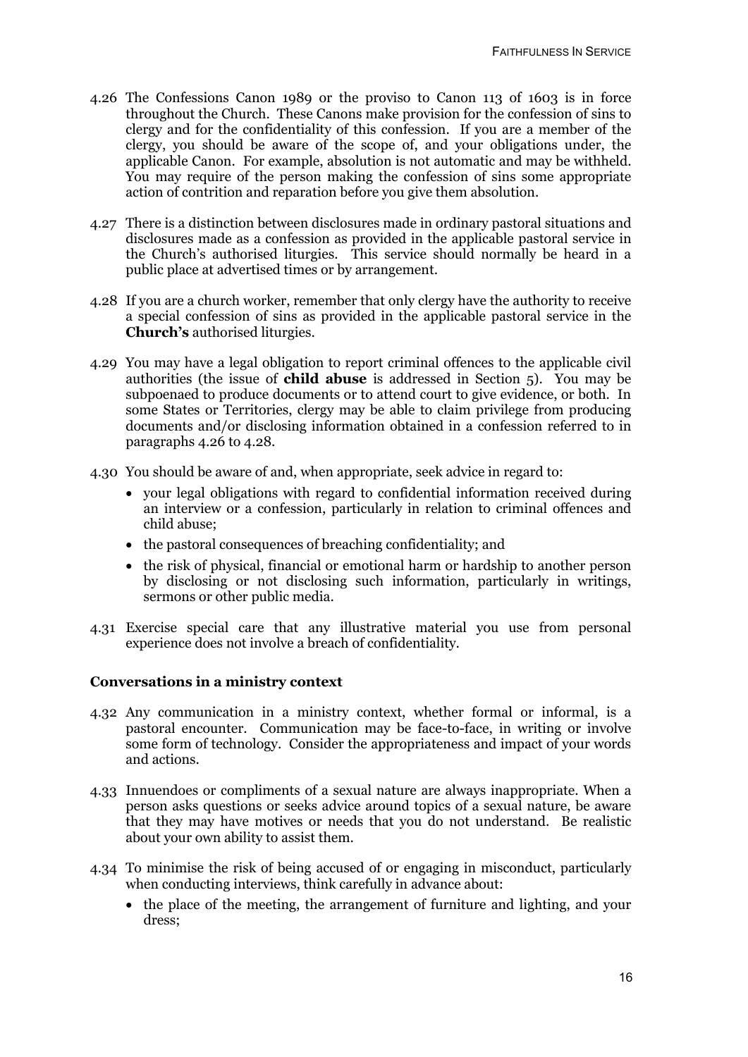4.26 The Confessions Canon 1989 or the proviso to Canon 113 of 1603 is in force throughout the Church. These Canons make provision for the confession of sins to clergy and for the confidentiality of this confession. If you are a member of the clergy, you should be aware of the scope of, and your obligations under, the applicable Canon. For example, absolution is not automatic and may be withheld. You may require of the person making the confession of sins some appropriate action of contrition and reparation before you give them absolution.

4.27 There is a distinction between disclosures made in ordinary pastoral situations and disclosures made as a confession as provided in the applicable pastoral service in the Church's authorised liturgies. This service should normally be heard in a public place at advertised times or by arrangement.

4.28 If you are a church worker, remember that only clergy have the authority to receive a special confession of sins as provided in the applicable pastoral service in the **Church's** authorised liturgies.

4.29 You may have a legal obligation to report criminal offences to the applicable civil authorities (the issue of **child abuse** is addressed in Section 5). You may be subpoenaed to produce documents or to attend court to give evidence, or both. In some States or Territories, clergy may be able to claim privilege from producing documents and/or disclosing information obtained in a confession referred to in paragraphs 4.26 to 4.28.

4.30 You should be aware of and, when appropriate, seek advice in regard to:

- your legal obligations with regard to confidential information received during an interview or a confession, particularly in relation to criminal offences and child abuse;
- the pastoral consequences of breaching confidentiality; and
- the risk of physical, financial or emotional harm or hardship to another person by disclosing or not disclosing such information, particularly in writings, sermons or other public media.

4.31 Exercise special care that any illustrative material you use from personal experience does not involve a breach of confidentiality.

### Conversations in a ministry context

4.32 Any communication in a ministry context, whether formal or informal, is a pastoral encounter. Communication may be face-to-face, in writing or involve some form of technology. Consider the appropriateness and impact of your words and actions.

4.33 Innuendoes or compliments of a sexual nature are always inappropriate. When a person asks questions or seeks advice around topics of a sexual nature, be aware that they may have motives or needs that you do not understand. Be realistic about your own ability to assist them.

4.34 To minimise the risk of being accused of or engaging in misconduct, particularly when conducting interviews, think carefully in advance about:

- the place of the meeting, the arrangement of furniture and lighting, and your dress;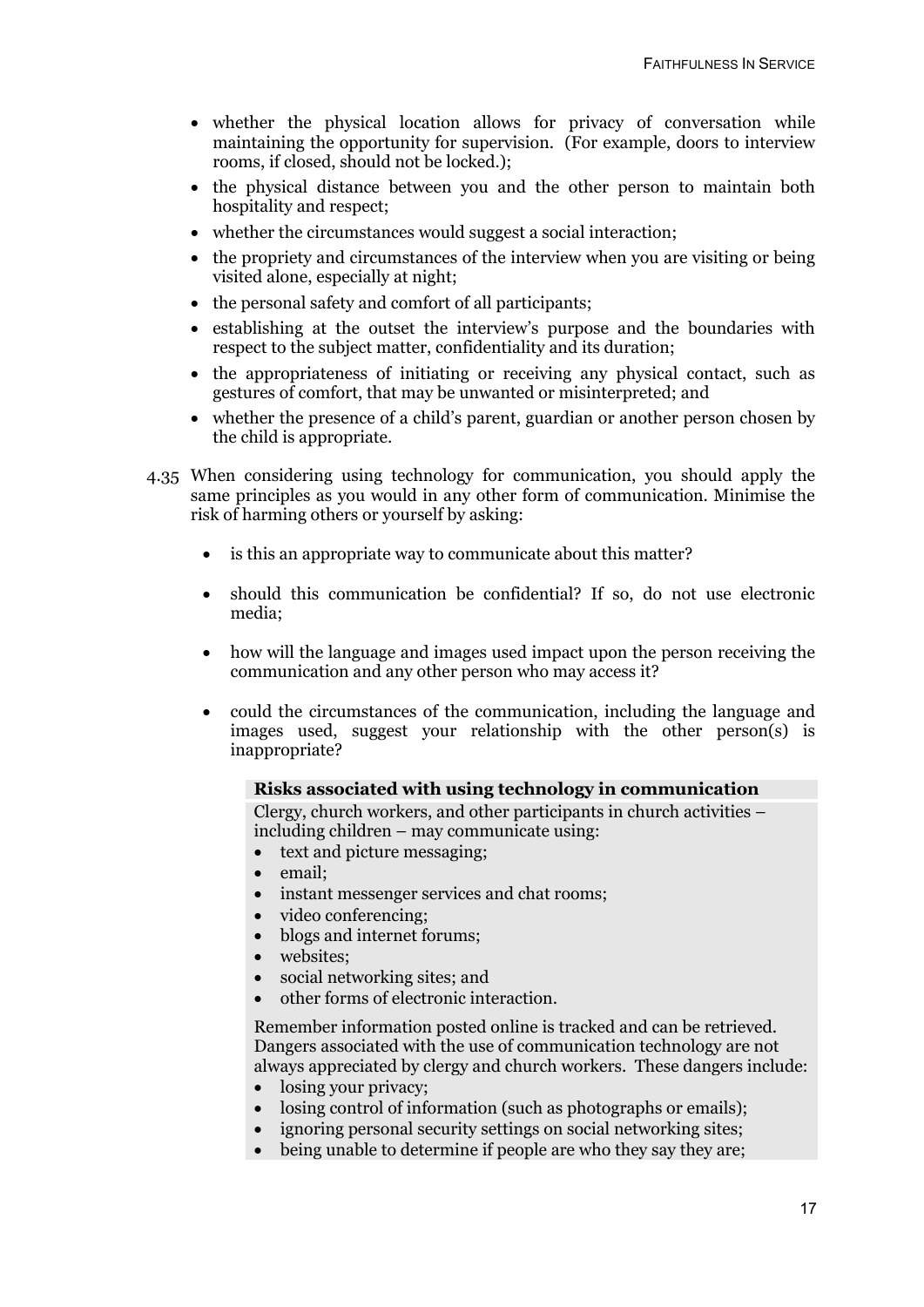- whether the physical location allows for privacy of conversation while maintaining the opportunity for supervision. (For example, doors to interview rooms, if closed, should not be locked.);
- the physical distance between you and the other person to maintain both hospitality and respect;
- whether the circumstances would suggest a social interaction;
- the propriety and circumstances of the interview when you are visiting or being visited alone, especially at night;
- the personal safety and comfort of all participants;
- establishing at the outset the interview's purpose and the boundaries with respect to the subject matter, confidentiality and its duration;
- the appropriateness of initiating or receiving any physical contact, such as gestures of comfort, that may be unwanted or misinterpreted; and
- whether the presence of a child's parent, guardian or another person chosen by the child is appropriate.

4.35 When considering using technology for communication, you should apply the same principles as you would in any other form of communication. Minimise the risk of harming others or yourself by asking:

- is this an appropriate way to communicate about this matter?
- should this communication be confidential? If so, do not use electronic media;
- how will the language and images used impact upon the person receiving the communication and any other person who may access it?
- could the circumstances of the communication, including the language and images used, suggest your relationship with the other person(s) is inappropriate?

**Risks associated with using technology in communication**

Clergy, church workers, and other participants in church activities – including children – may communicate using:

- text and picture messaging;
- email;
- instant messenger services and chat rooms;
- video conferencing;
- blogs and internet forums;
- websites;
- social networking sites; and
- other forms of electronic interaction.

Remember information posted online is tracked and can be retrieved. Dangers associated with the use of communication technology are not always appreciated by clergy and church workers. These dangers include:

- losing your privacy;
- losing control of information (such as photographs or emails);
- ignoring personal security settings on social networking sites;
- being unable to determine if people are who they say they are;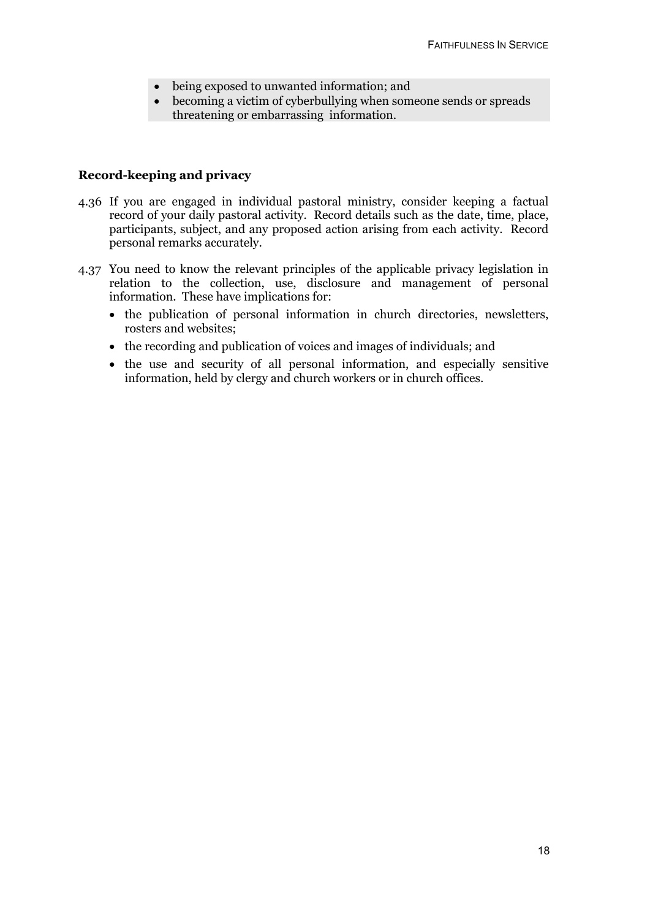- being exposed to unwanted information; and
- becoming a victim of cyberbullying when someone sends or spreads threatening or embarrassing information.

**Record-keeping and privacy**

4.36 If you are engaged in individual pastoral ministry, consider keeping a factual record of your daily pastoral activity. Record details such as the date, time, place, participants, subject, and any proposed action arising from each activity. Record personal remarks accurately.

4.37 You need to know the relevant principles of the applicable privacy legislation in relation to the collection, use, disclosure and management of personal information. These have implications for:

- the publication of personal information in church directories, newsletters, rosters and websites;
- the recording and publication of voices and images of individuals; and
- the use and security of all personal information, and especially sensitive information, held by clergy and church workers or in church offices.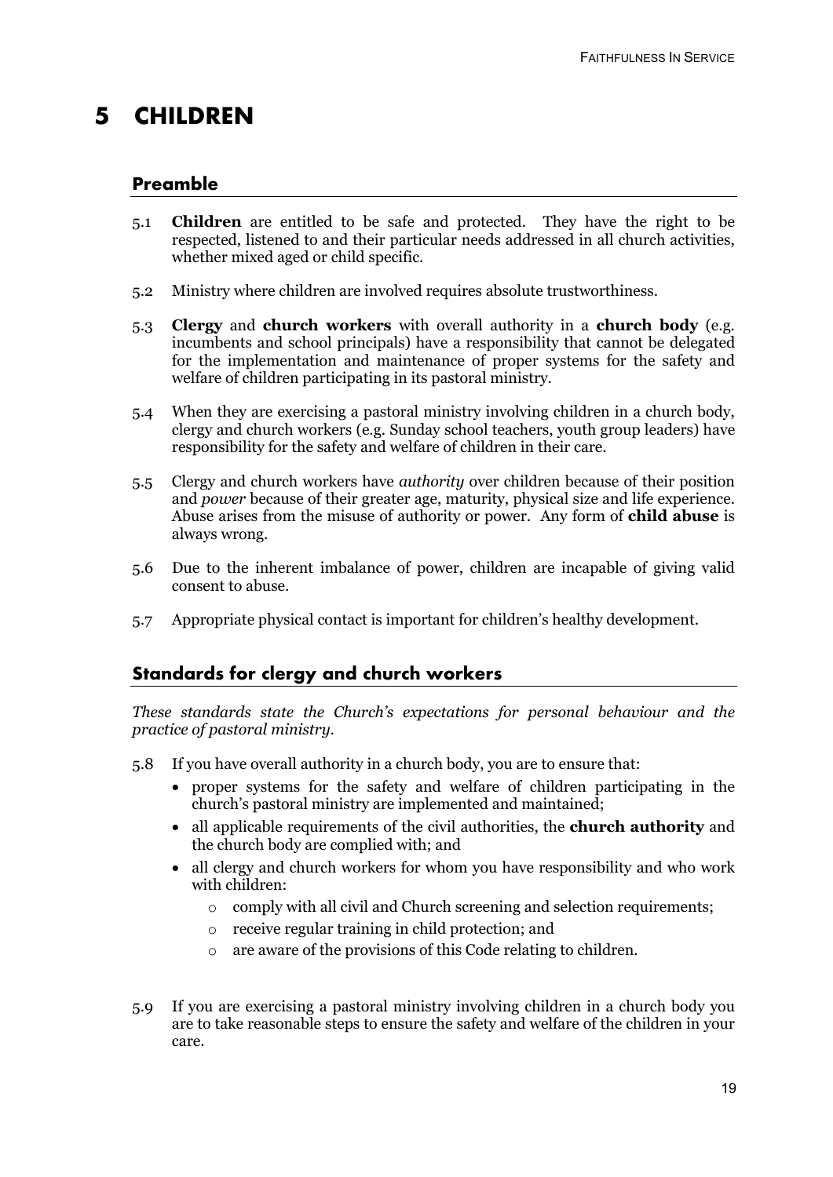# 5 CHILDREN

## Preamble

5.1 **Children** are entitled to be safe and protected. They have the right to be respected, listened to and their particular needs addressed in all church activities, whether mixed aged or child specific.

5.2 Ministry where children are involved requires absolute trustworthiness.

5.3 **Clergy** and **church workers** with overall authority in a **church body** (e.g. incumbents and school principals) have a responsibility that cannot be delegated for the implementation and maintenance of proper systems for the safety and welfare of children participating in its pastoral ministry.

5.4 When they are exercising a pastoral ministry involving children in a church body, clergy and church workers (e.g. Sunday school teachers, youth group leaders) have responsibility for the safety and welfare of children in their care.

5.5 Clergy and church workers have *authority* over children because of their position and *power* because of their greater age, maturity, physical size and life experience. Abuse arises from the misuse of authority or power. Any form of **child abuse** is always wrong.

5.6 Due to the inherent imbalance of power, children are incapable of giving valid consent to abuse.

5.7 Appropriate physical contact is important for children's healthy development.

## Standards for clergy and church workers

*These standards state the Church's expectations for personal behaviour and the practice of pastoral ministry.*

5.8 If you have overall authority in a church body, you are to ensure that:

- proper systems for the safety and welfare of children participating in the church's pastoral ministry are implemented and maintained;
- all applicable requirements of the civil authorities, the **church authority** and the church body are complied with; and
- all clergy and church workers for whom you have responsibility and who work with children:
  - comply with all civil and Church screening and selection requirements;
  - receive regular training in child protection; and
  - are aware of the provisions of this Code relating to children.

5.9 If you are exercising a pastoral ministry involving children in a church body you are to take reasonable steps to ensure the safety and welfare of the children in your care.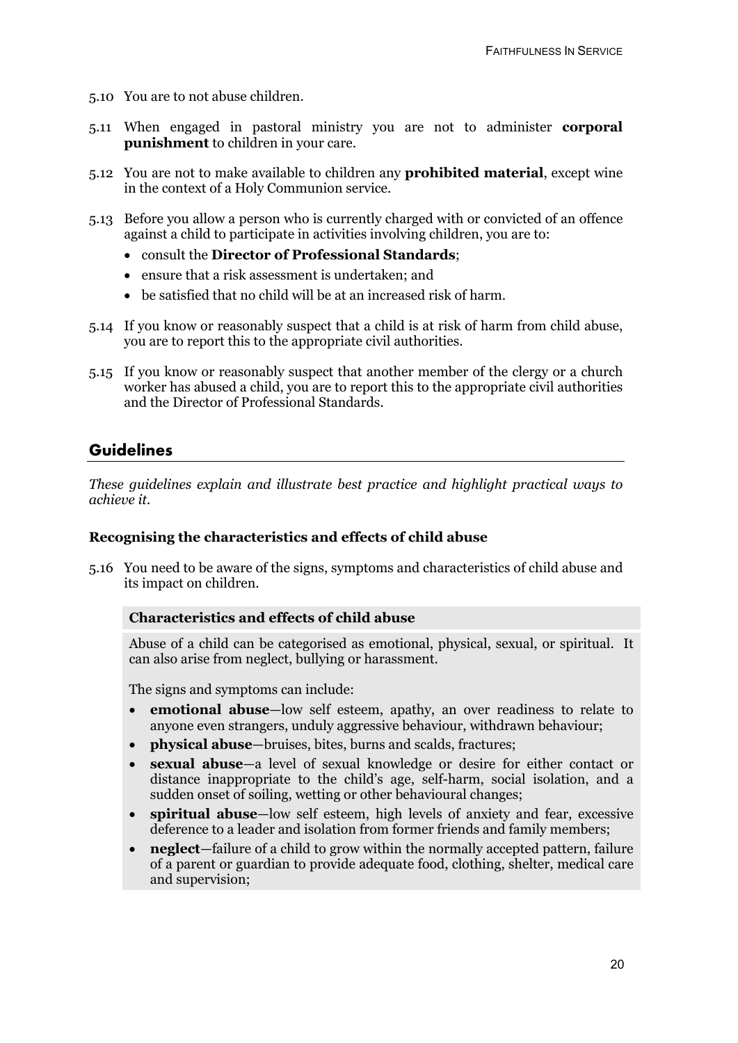5.10 You are to not abuse children.

5.11 When engaged in pastoral ministry you are not to administer **corporal punishment** to children in your care.

5.12 You are not to make available to children any **prohibited material**, except wine in the context of a Holy Communion service.

5.13 Before you allow a person who is currently charged with or convicted of an offence against a child to participate in activities involving children, you are to:

- consult the **Director of Professional Standards**;
- ensure that a risk assessment is undertaken; and
- be satisfied that no child will be at an increased risk of harm.

5.14 If you know or reasonably suspect that a child is at risk of harm from child abuse, you are to report this to the appropriate civil authorities.

5.15 If you know or reasonably suspect that another member of the clergy or a church worker has abused a child, you are to report this to the appropriate civil authorities and the Director of Professional Standards.

## Guidelines

*These guidelines explain and illustrate best practice and highlight practical ways to achieve it.*

### Recognising the characteristics and effects of child abuse

5.16 You need to be aware of the signs, symptoms and characteristics of child abuse and its impact on children.

**Characteristics and effects of child abuse**

Abuse of a child can be categorised as emotional, physical, sexual, or spiritual. It can also arise from neglect, bullying or harassment.

The signs and symptoms can include:

- **emotional abuse**—low self esteem, apathy, an over readiness to relate to anyone even strangers, unduly aggressive behaviour, withdrawn behaviour;
- **physical abuse**—bruises, bites, burns and scalds, fractures;
- **sexual abuse**—a level of sexual knowledge or desire for either contact or distance inappropriate to the child's age, self-harm, social isolation, and a sudden onset of soiling, wetting or other behavioural changes;
- **spiritual abuse**—low self esteem, high levels of anxiety and fear, excessive deference to a leader and isolation from former friends and family members;
- **neglect**—failure of a child to grow within the normally accepted pattern, failure of a parent or guardian to provide adequate food, clothing, shelter, medical care and supervision;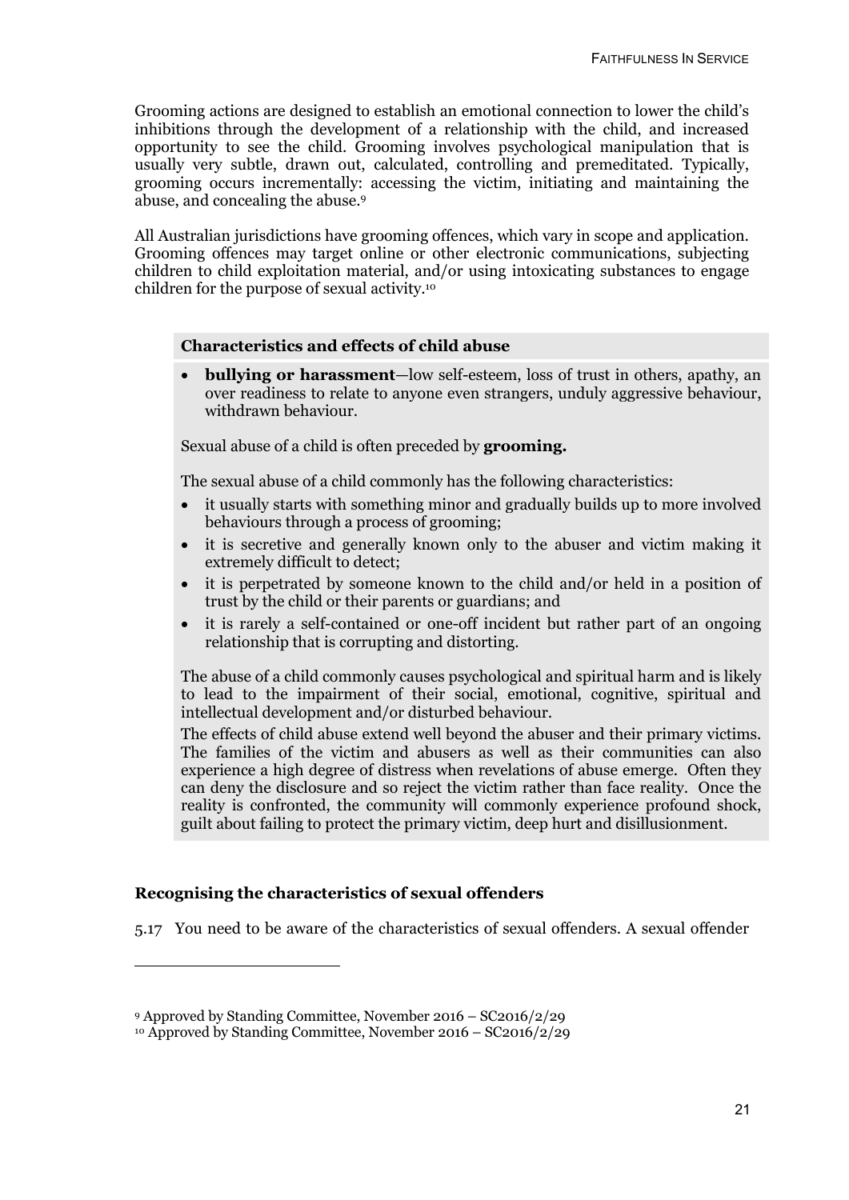Grooming actions are designed to establish an emotional connection to lower the child's inhibitions through the development of a relationship with the child, and increased opportunity to see the child. Grooming involves psychological manipulation that is usually very subtle, drawn out, calculated, controlling and premeditated. Typically, grooming occurs incrementally: accessing the victim, initiating and maintaining the abuse, and concealing the abuse.[9]

All Australian jurisdictions have grooming offences, which vary in scope and application. Grooming offences may target online or other electronic communications, subjecting children to child exploitation material, and/or using intoxicating substances to engage children for the purpose of sexual activity.[10]

> **Characteristics and effects of child abuse**
>
> - **bullying or harassment**—low self-esteem, loss of trust in others, apathy, an over readiness to relate to anyone even strangers, unduly aggressive behaviour, withdrawn behaviour.
>
> Sexual abuse of a child is often preceded by **grooming.**
>
> The sexual abuse of a child commonly has the following characteristics:
>
> - it usually starts with something minor and gradually builds up to more involved behaviours through a process of grooming;
> - it is secretive and generally known only to the abuser and victim making it extremely difficult to detect;
> - it is perpetrated by someone known to the child and/or held in a position of trust by the child or their parents or guardians; and
> - it is rarely a self-contained or one-off incident but rather part of an ongoing relationship that is corrupting and distorting.
>
> The abuse of a child commonly causes psychological and spiritual harm and is likely to lead to the impairment of their social, emotional, cognitive, spiritual and intellectual development and/or disturbed behaviour.
>
> The effects of child abuse extend well beyond the abuser and their primary victims. The families of the victim and abusers as well as their communities can also experience a high degree of distress when revelations of abuse emerge. Often they can deny the disclosure and so reject the victim rather than face reality. Once the reality is confronted, the community will commonly experience profound shock, guilt about failing to protect the primary victim, deep hurt and disillusionment.

### Recognising the characteristics of sexual offenders

5.17 You need to be aware of the characteristics of sexual offenders. A sexual offender

---

[9] Approved by Standing Committee, November 2016 – SC2016/2/29

[10] Approved by Standing Committee, November 2016 – SC2016/2/29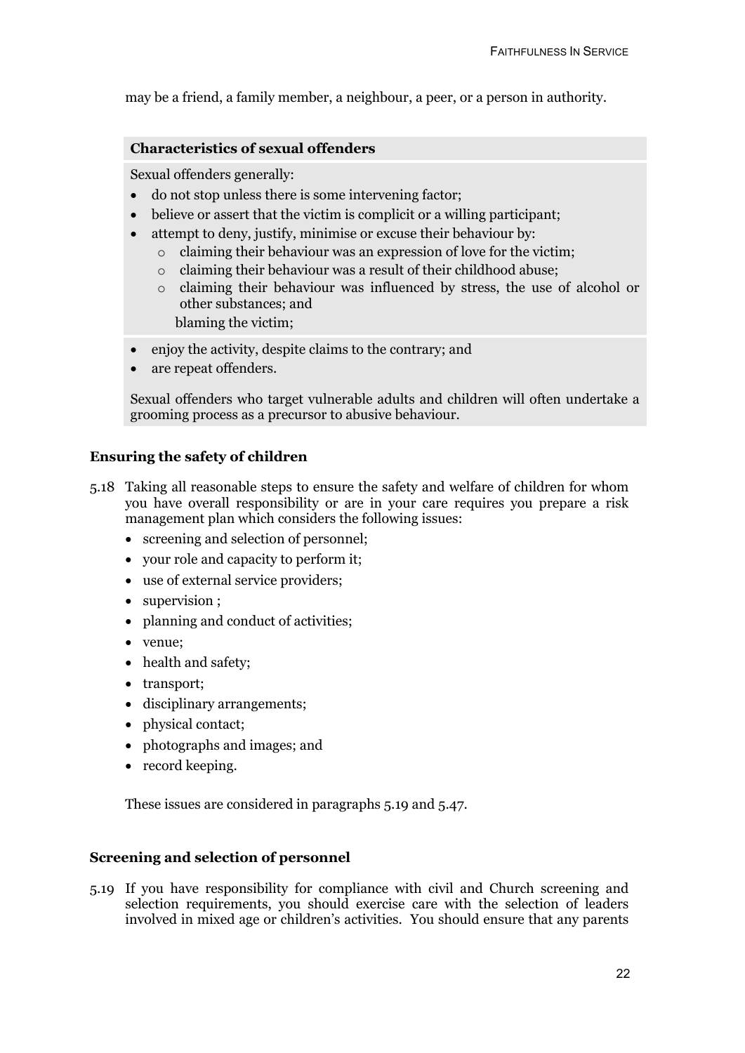may be a friend, a family member, a neighbour, a peer, or a person in authority.

**Characteristics of sexual offenders**

Sexual offenders generally:

- do not stop unless there is some intervening factor;
- believe or assert that the victim is complicit or a willing participant;
- attempt to deny, justify, minimise or excuse their behaviour by:
    - claiming their behaviour was an expression of love for the victim;
    - claiming their behaviour was a result of their childhood abuse;
    - claiming their behaviour was influenced by stress, the use of alcohol or other substances; and
    
    blaming the victim;
- enjoy the activity, despite claims to the contrary; and
- are repeat offenders.

Sexual offenders who target vulnerable adults and children will often undertake a grooming process as a precursor to abusive behaviour.

### Ensuring the safety of children

5.18 Taking all reasonable steps to ensure the safety and welfare of children for whom you have overall responsibility or are in your care requires you prepare a risk management plan which considers the following issues:

- screening and selection of personnel;
- your role and capacity to perform it;
- use of external service providers;
- supervision ;
- planning and conduct of activities;
- venue;
- health and safety;
- transport;
- disciplinary arrangements;
- physical contact;
- photographs and images; and
- record keeping.

These issues are considered in paragraphs 5.19 and 5.47.

### Screening and selection of personnel

5.19 If you have responsibility for compliance with civil and Church screening and selection requirements, you should exercise care with the selection of leaders involved in mixed age or children's activities. You should ensure that any parents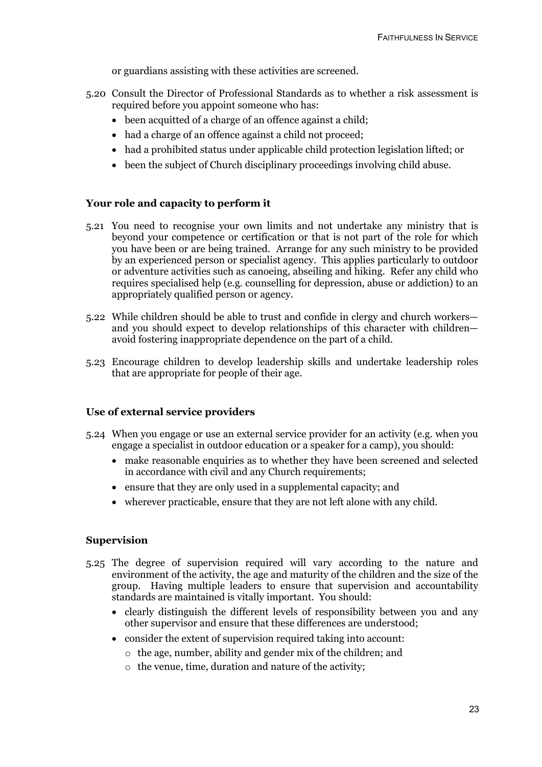or guardians assisting with these activities are screened.

5.20 Consult the Director of Professional Standards as to whether a risk assessment is required before you appoint someone who has:

- been acquitted of a charge of an offence against a child;
- had a charge of an offence against a child not proceed;
- had a prohibited status under applicable child protection legislation lifted; or
- been the subject of Church disciplinary proceedings involving child abuse.

### Your role and capacity to perform it

5.21 You need to recognise your own limits and not undertake any ministry that is beyond your competence or certification or that is not part of the role for which you have been or are being trained. Arrange for any such ministry to be provided by an experienced person or specialist agency. This applies particularly to outdoor or adventure activities such as canoeing, abseiling and hiking. Refer any child who requires specialised help (e.g. counselling for depression, abuse or addiction) to an appropriately qualified person or agency.

5.22 While children should be able to trust and confide in clergy and church workers—and you should expect to develop relationships of this character with children—avoid fostering inappropriate dependence on the part of a child.

5.23 Encourage children to develop leadership skills and undertake leadership roles that are appropriate for people of their age.

### Use of external service providers

5.24 When you engage or use an external service provider for an activity (e.g. when you engage a specialist in outdoor education or a speaker for a camp), you should:

- make reasonable enquiries as to whether they have been screened and selected in accordance with civil and any Church requirements;
- ensure that they are only used in a supplemental capacity; and
- wherever practicable, ensure that they are not left alone with any child.

### Supervision

5.25 The degree of supervision required will vary according to the nature and environment of the activity, the age and maturity of the children and the size of the group. Having multiple leaders to ensure that supervision and accountability standards are maintained is vitally important. You should:

- clearly distinguish the different levels of responsibility between you and any other supervisor and ensure that these differences are understood;
- consider the extent of supervision required taking into account:
  - the age, number, ability and gender mix of the children; and
  - the venue, time, duration and nature of the activity;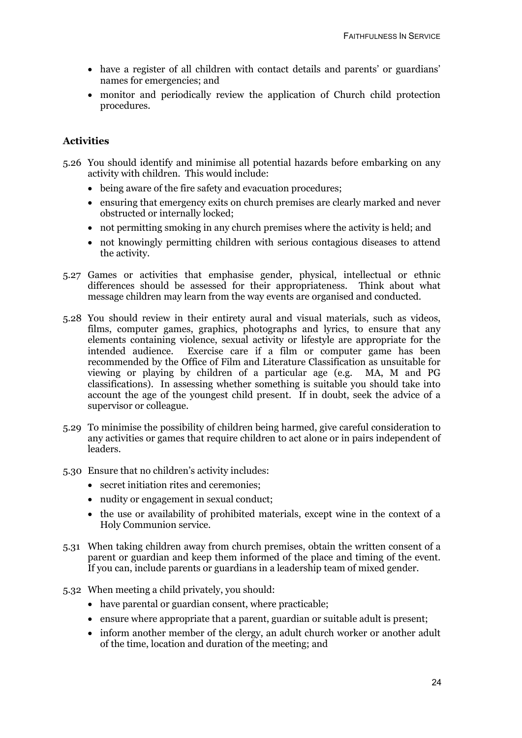- have a register of all children with contact details and parents' or guardians' names for emergencies; and
- monitor and periodically review the application of Church child protection procedures.

### Activities

5.26 You should identify and minimise all potential hazards before embarking on any activity with children. This would include:

- being aware of the fire safety and evacuation procedures;
- ensuring that emergency exits on church premises are clearly marked and never obstructed or internally locked;
- not permitting smoking in any church premises where the activity is held; and
- not knowingly permitting children with serious contagious diseases to attend the activity.

5.27 Games or activities that emphasise gender, physical, intellectual or ethnic differences should be assessed for their appropriateness. Think about what message children may learn from the way events are organised and conducted.

5.28 You should review in their entirety aural and visual materials, such as videos, films, computer games, graphics, photographs and lyrics, to ensure that any elements containing violence, sexual activity or lifestyle are appropriate for the intended audience. Exercise care if a film or computer game has been recommended by the Office of Film and Literature Classification as unsuitable for viewing or playing by children of a particular age (e.g. MA, M and PG classifications). In assessing whether something is suitable you should take into account the age of the youngest child present. If in doubt, seek the advice of a supervisor or colleague.

5.29 To minimise the possibility of children being harmed, give careful consideration to any activities or games that require children to act alone or in pairs independent of leaders.

5.30 Ensure that no children's activity includes:

- secret initiation rites and ceremonies;
- nudity or engagement in sexual conduct;
- the use or availability of prohibited materials, except wine in the context of a Holy Communion service.

5.31 When taking children away from church premises, obtain the written consent of a parent or guardian and keep them informed of the place and timing of the event. If you can, include parents or guardians in a leadership team of mixed gender.

5.32 When meeting a child privately, you should:

- have parental or guardian consent, where practicable;
- ensure where appropriate that a parent, guardian or suitable adult is present;
- inform another member of the clergy, an adult church worker or another adult of the time, location and duration of the meeting; and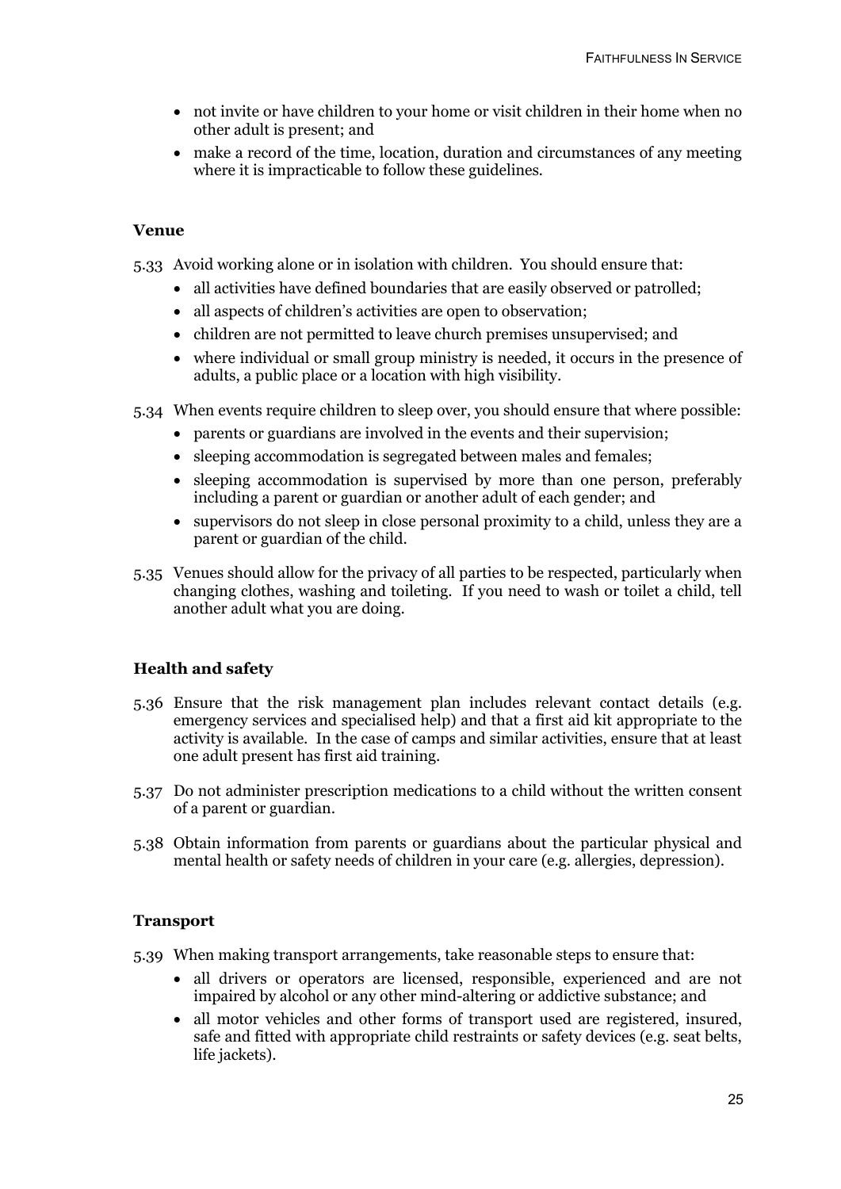- not invite or have children to your home or visit children in their home when no other adult is present; and
- make a record of the time, location, duration and circumstances of any meeting where it is impracticable to follow these guidelines.

### Venue

5.33 Avoid working alone or in isolation with children. You should ensure that:

- all activities have defined boundaries that are easily observed or patrolled;
- all aspects of children's activities are open to observation;
- children are not permitted to leave church premises unsupervised; and
- where individual or small group ministry is needed, it occurs in the presence of adults, a public place or a location with high visibility.

5.34 When events require children to sleep over, you should ensure that where possible:

- parents or guardians are involved in the events and their supervision;
- sleeping accommodation is segregated between males and females;
- sleeping accommodation is supervised by more than one person, preferably including a parent or guardian or another adult of each gender; and
- supervisors do not sleep in close personal proximity to a child, unless they are a parent or guardian of the child.

5.35 Venues should allow for the privacy of all parties to be respected, particularly when changing clothes, washing and toileting. If you need to wash or toilet a child, tell another adult what you are doing.

### Health and safety

5.36 Ensure that the risk management plan includes relevant contact details (e.g. emergency services and specialised help) and that a first aid kit appropriate to the activity is available. In the case of camps and similar activities, ensure that at least one adult present has first aid training.

5.37 Do not administer prescription medications to a child without the written consent of a parent or guardian.

5.38 Obtain information from parents or guardians about the particular physical and mental health or safety needs of children in your care (e.g. allergies, depression).

### Transport

5.39 When making transport arrangements, take reasonable steps to ensure that:

- all drivers or operators are licensed, responsible, experienced and are not impaired by alcohol or any other mind-altering or addictive substance; and
- all motor vehicles and other forms of transport used are registered, insured, safe and fitted with appropriate child restraints or safety devices (e.g. seat belts, life jackets).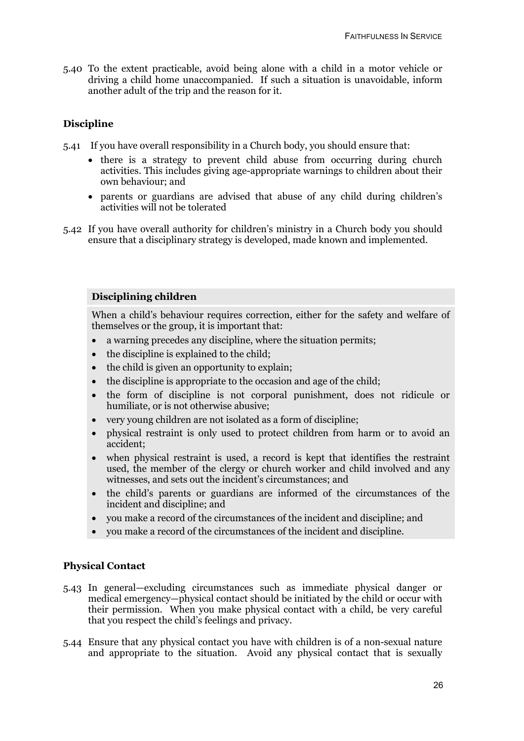5.40 To the extent practicable, avoid being alone with a child in a motor vehicle or driving a child home unaccompanied. If such a situation is unavoidable, inform another adult of the trip and the reason for it.

### Discipline

5.41 If you have overall responsibility in a Church body, you should ensure that:

- there is a strategy to prevent child abuse from occurring during church activities. This includes giving age-appropriate warnings to children about their own behaviour; and
- parents or guardians are advised that abuse of any child during children's activities will not be tolerated

5.42 If you have overall authority for children's ministry in a Church body you should ensure that a disciplinary strategy is developed, made known and implemented.

> **Disciplining children**
>
> When a child's behaviour requires correction, either for the safety and welfare of themselves or the group, it is important that:
>
> - a warning precedes any discipline, where the situation permits;
> - the discipline is explained to the child;
> - the child is given an opportunity to explain;
> - the discipline is appropriate to the occasion and age of the child;
> - the form of discipline is not corporal punishment, does not ridicule or humiliate, or is not otherwise abusive;
> - very young children are not isolated as a form of discipline;
> - physical restraint is only used to protect children from harm or to avoid an accident;
> - when physical restraint is used, a record is kept that identifies the restraint used, the member of the clergy or church worker and child involved and any witnesses, and sets out the incident's circumstances; and
> - the child's parents or guardians are informed of the circumstances of the incident and discipline; and
> - you make a record of the circumstances of the incident and discipline; and
> - you make a record of the circumstances of the incident and discipline.

### Physical Contact

5.43 In general—excluding circumstances such as immediate physical danger or medical emergency—physical contact should be initiated by the child or occur with their permission. When you make physical contact with a child, be very careful that you respect the child's feelings and privacy.

5.44 Ensure that any physical contact you have with children is of a non-sexual nature and appropriate to the situation. Avoid any physical contact that is sexually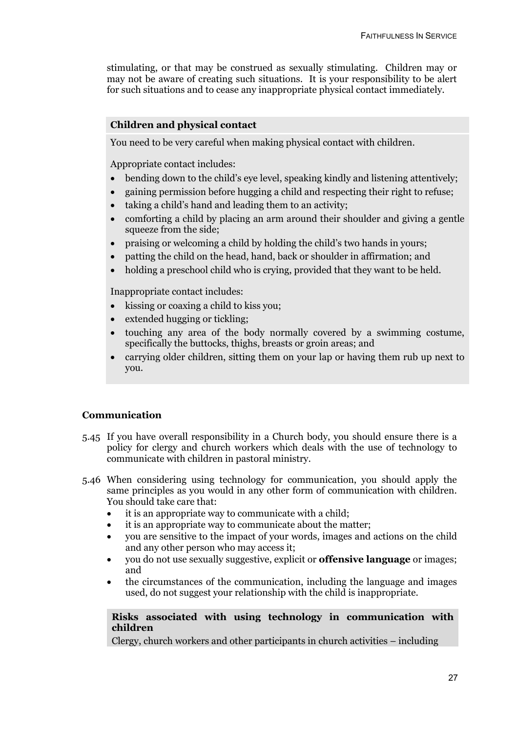stimulating, or that may be construed as sexually stimulating. Children may or may not be aware of creating such situations. It is your responsibility to be alert for such situations and to cease any inappropriate physical contact immediately.

**Children and physical contact**

You need to be very careful when making physical contact with children.

Appropriate contact includes:

- bending down to the child's eye level, speaking kindly and listening attentively;
- gaining permission before hugging a child and respecting their right to refuse;
- taking a child's hand and leading them to an activity;
- comforting a child by placing an arm around their shoulder and giving a gentle squeeze from the side;
- praising or welcoming a child by holding the child's two hands in yours;
- patting the child on the head, hand, back or shoulder in affirmation; and
- holding a preschool child who is crying, provided that they want to be held.

Inappropriate contact includes:

- kissing or coaxing a child to kiss you;
- extended hugging or tickling;
- touching any area of the body normally covered by a swimming costume, specifically the buttocks, thighs, breasts or groin areas; and
- carrying older children, sitting them on your lap or having them rub up next to you.

### Communication

5.45 If you have overall responsibility in a Church body, you should ensure there is a policy for clergy and church workers which deals with the use of technology to communicate with children in pastoral ministry.

5.46 When considering using technology for communication, you should apply the same principles as you would in any other form of communication with children. You should take care that:

- it is an appropriate way to communicate with a child;
- it is an appropriate way to communicate about the matter;
- you are sensitive to the impact of your words, images and actions on the child and any other person who may access it;
- you do not use sexually suggestive, explicit or **offensive language** or images; and
- the circumstances of the communication, including the language and images used, do not suggest your relationship with the child is inappropriate.

**Risks associated with using technology in communication with children**

Clergy, church workers and other participants in church activities – including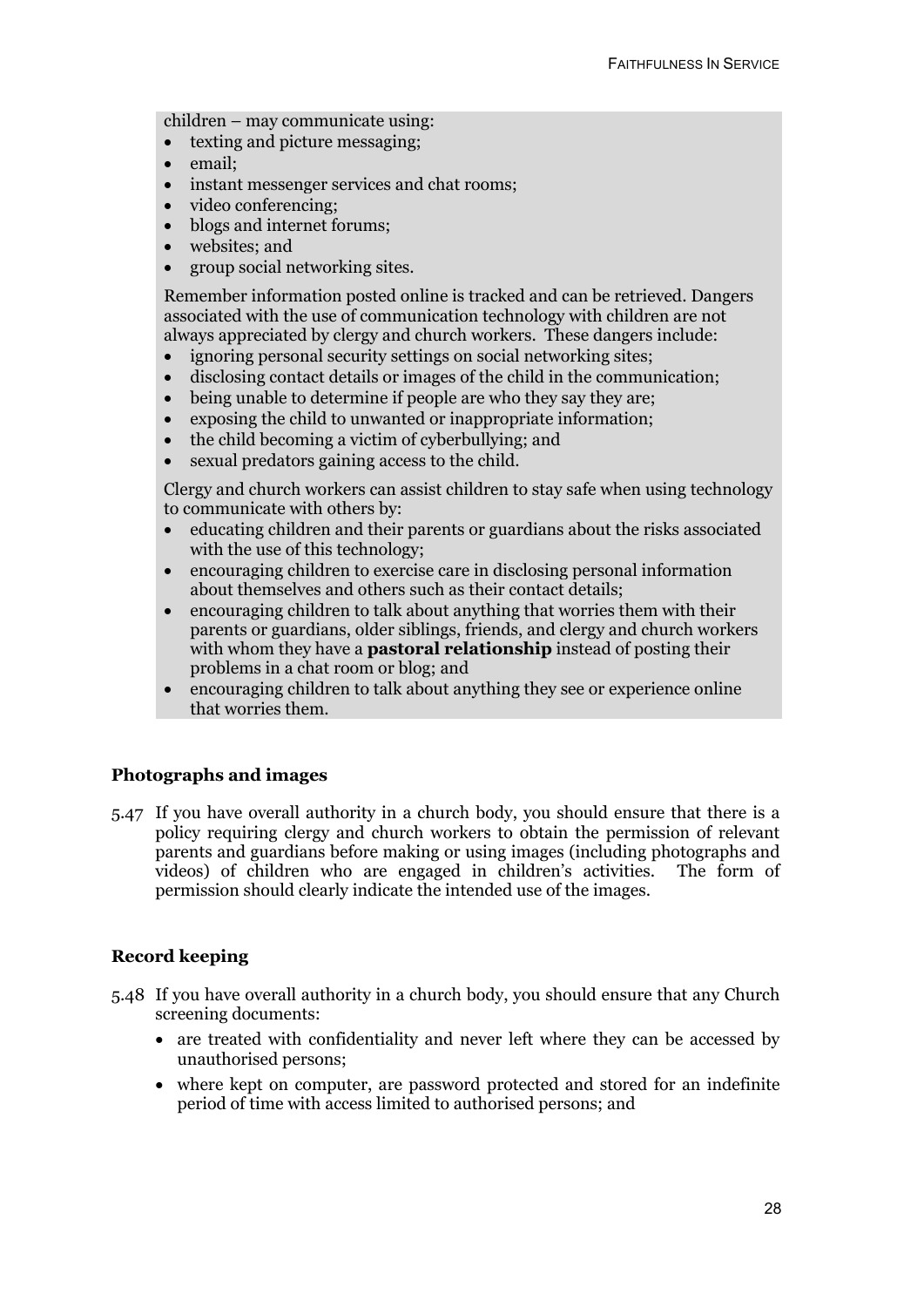children – may communicate using:

- texting and picture messaging;
- email;
- instant messenger services and chat rooms;
- video conferencing;
- blogs and internet forums;
- websites; and
- group social networking sites.

Remember information posted online is tracked and can be retrieved. Dangers associated with the use of communication technology with children are not always appreciated by clergy and church workers. These dangers include:

- ignoring personal security settings on social networking sites;
- disclosing contact details or images of the child in the communication;
- being unable to determine if people are who they say they are;
- exposing the child to unwanted or inappropriate information;
- the child becoming a victim of cyberbullying; and
- sexual predators gaining access to the child.

Clergy and church workers can assist children to stay safe when using technology to communicate with others by:

- educating children and their parents or guardians about the risks associated with the use of this technology;
- encouraging children to exercise care in disclosing personal information about themselves and others such as their contact details;
- encouraging children to talk about anything that worries them with their parents or guardians, older siblings, friends, and clergy and church workers with whom they have a **pastoral relationship** instead of posting their problems in a chat room or blog; and
- encouraging children to talk about anything they see or experience online that worries them.

### Photographs and images

5.47 If you have overall authority in a church body, you should ensure that there is a policy requiring clergy and church workers to obtain the permission of relevant parents and guardians before making or using images (including photographs and videos) of children who are engaged in children's activities. The form of permission should clearly indicate the intended use of the images.

### Record keeping

5.48 If you have overall authority in a church body, you should ensure that any Church screening documents:

- are treated with confidentiality and never left where they can be accessed by unauthorised persons;
- where kept on computer, are password protected and stored for an indefinite period of time with access limited to authorised persons; and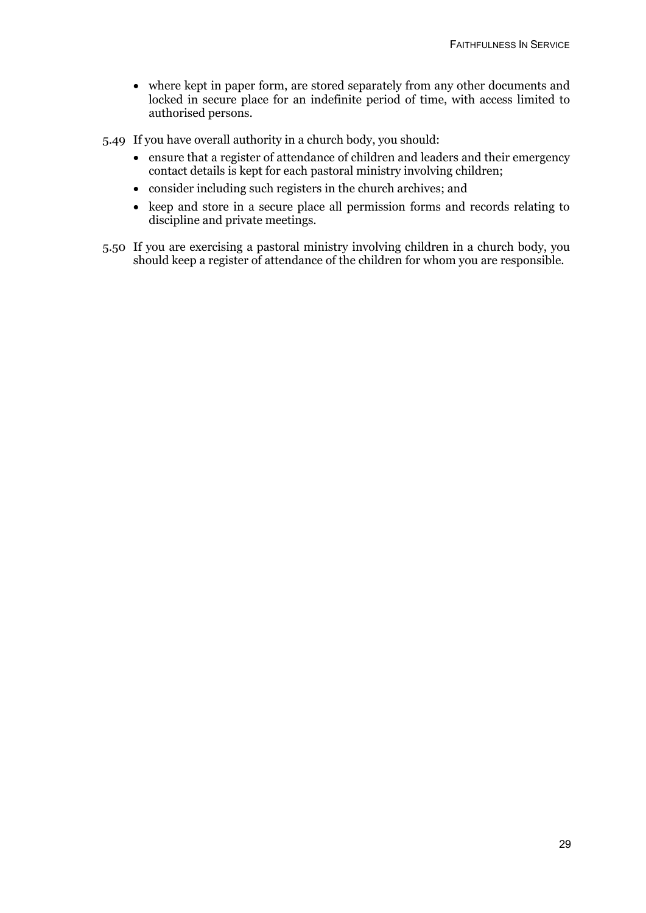- where kept in paper form, are stored separately from any other documents and locked in secure place for an indefinite period of time, with access limited to authorised persons.

5.49 If you have overall authority in a church body, you should:

- ensure that a register of attendance of children and leaders and their emergency contact details is kept for each pastoral ministry involving children;
- consider including such registers in the church archives; and
- keep and store in a secure place all permission forms and records relating to discipline and private meetings.

5.50 If you are exercising a pastoral ministry involving children in a church body, you should keep a register of attendance of the children for whom you are responsible.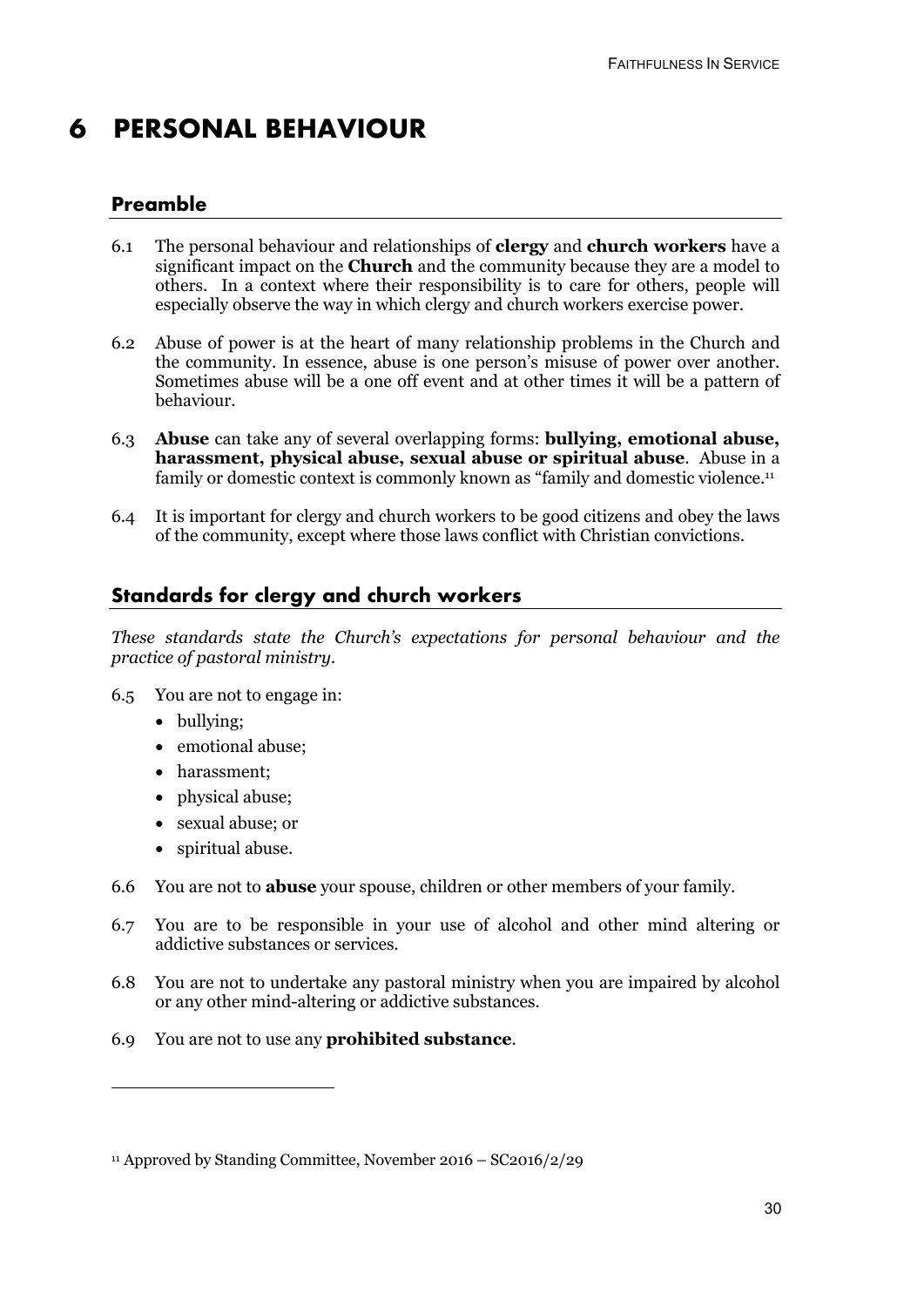# 6 PERSONAL BEHAVIOUR

## Preamble

6.1 The personal behaviour and relationships of **clergy** and **church workers** have a significant impact on the **Church** and the community because they are a model to others. In a context where their responsibility is to care for others, people will especially observe the way in which clergy and church workers exercise power.

6.2 Abuse of power is at the heart of many relationship problems in the Church and the community. In essence, abuse is one person's misuse of power over another. Sometimes abuse will be a one off event and at other times it will be a pattern of behaviour.

6.3 **Abuse** can take any of several overlapping forms: **bullying, emotional abuse, harassment, physical abuse, sexual abuse or spiritual abuse**. Abuse in a family or domestic context is commonly known as "family and domestic violence.[11]

6.4 It is important for clergy and church workers to be good citizens and obey the laws of the community, except where those laws conflict with Christian convictions.

## Standards for clergy and church workers

*These standards state the Church's expectations for personal behaviour and the practice of pastoral ministry.*

6.5 You are not to engage in:

- bullying;
- emotional abuse;
- harassment;
- physical abuse;
- sexual abuse; or
- spiritual abuse.

6.6 You are not to **abuse** your spouse, children or other members of your family.

6.7 You are to be responsible in your use of alcohol and other mind altering or addictive substances or services.

6.8 You are not to undertake any pastoral ministry when you are impaired by alcohol or any other mind-altering or addictive substances.

6.9 You are not to use any **prohibited substance**.

---

[11] Approved by Standing Committee, November 2016 – SC2016/2/29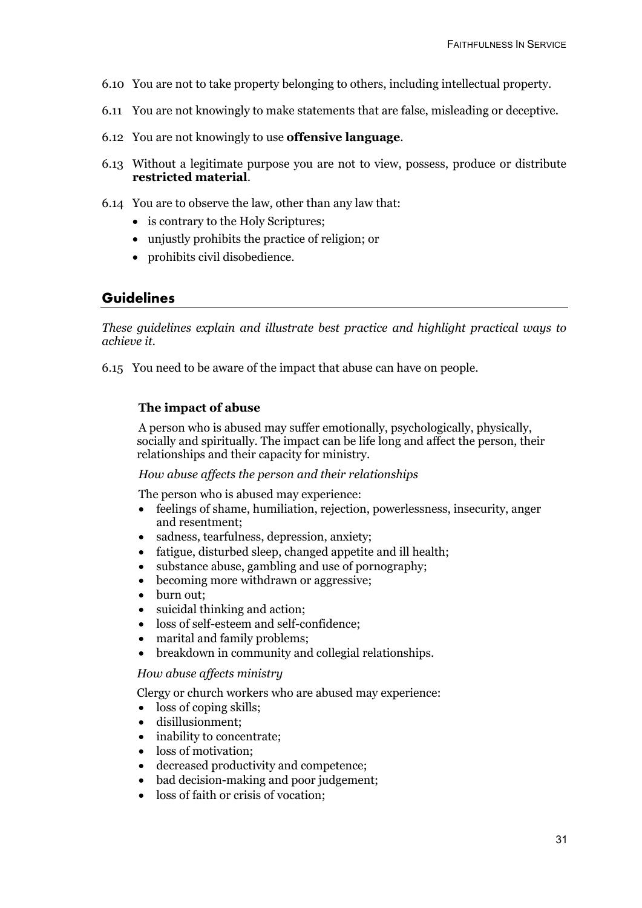6.10 You are not to take property belonging to others, including intellectual property.

6.11 You are not knowingly to make statements that are false, misleading or deceptive.

6.12 You are not knowingly to use **offensive language**.

6.13 Without a legitimate purpose you are not to view, possess, produce or distribute **restricted material**.

6.14 You are to observe the law, other than any law that:

- is contrary to the Holy Scriptures;
- unjustly prohibits the practice of religion; or
- prohibits civil disobedience.

## Guidelines

*These guidelines explain and illustrate best practice and highlight practical ways to achieve it.*

6.15 You need to be aware of the impact that abuse can have on people.

**The impact of abuse**

A person who is abused may suffer emotionally, psychologically, physically, socially and spiritually. The impact can be life long and affect the person, their relationships and their capacity for ministry.

*How abuse affects the person and their relationships*

The person who is abused may experience:

- feelings of shame, humiliation, rejection, powerlessness, insecurity, anger and resentment;
- sadness, tearfulness, depression, anxiety;
- fatigue, disturbed sleep, changed appetite and ill health;
- substance abuse, gambling and use of pornography;
- becoming more withdrawn or aggressive;
- burn out;
- suicidal thinking and action;
- loss of self-esteem and self-confidence;
- marital and family problems;
- breakdown in community and collegial relationships.

*How abuse affects ministry*

Clergy or church workers who are abused may experience:

- loss of coping skills;
- disillusionment;
- inability to concentrate;
- loss of motivation;
- decreased productivity and competence;
- bad decision-making and poor judgement;
- loss of faith or crisis of vocation;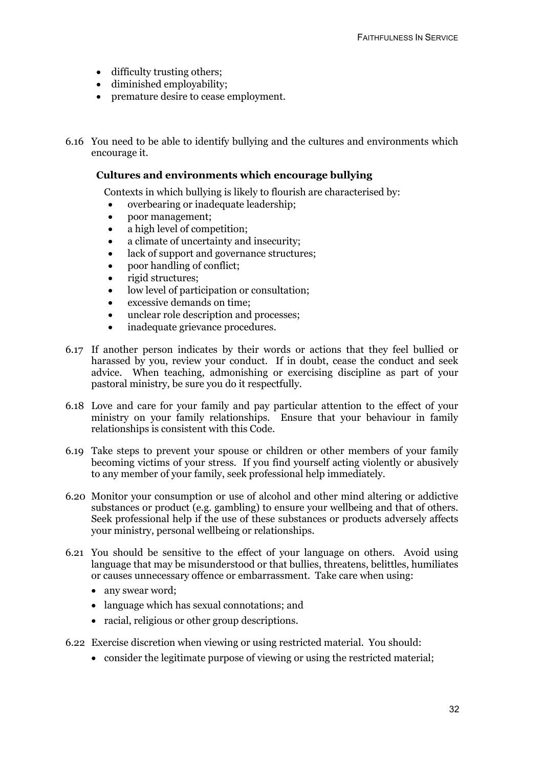- difficulty trusting others;
- diminished employability;
- premature desire to cease employment.

6.16 You need to be able to identify bullying and the cultures and environments which encourage it.

**Cultures and environments which encourage bullying**

Contexts in which bullying is likely to flourish are characterised by:

- overbearing or inadequate leadership;
- poor management;
- a high level of competition;
- a climate of uncertainty and insecurity;
- lack of support and governance structures;
- poor handling of conflict;
- rigid structures;
- low level of participation or consultation;
- excessive demands on time;
- unclear role description and processes;
- inadequate grievance procedures.

6.17 If another person indicates by their words or actions that they feel bullied or harassed by you, review your conduct. If in doubt, cease the conduct and seek advice. When teaching, admonishing or exercising discipline as part of your pastoral ministry, be sure you do it respectfully.

6.18 Love and care for your family and pay particular attention to the effect of your ministry on your family relationships. Ensure that your behaviour in family relationships is consistent with this Code.

6.19 Take steps to prevent your spouse or children or other members of your family becoming victims of your stress. If you find yourself acting violently or abusively to any member of your family, seek professional help immediately.

6.20 Monitor your consumption or use of alcohol and other mind altering or addictive substances or product (e.g. gambling) to ensure your wellbeing and that of others. Seek professional help if the use of these substances or products adversely affects your ministry, personal wellbeing or relationships.

6.21 You should be sensitive to the effect of your language on others. Avoid using language that may be misunderstood or that bullies, threatens, belittles, humiliates or causes unnecessary offence or embarrassment. Take care when using:

- any swear word;
- language which has sexual connotations; and
- racial, religious or other group descriptions.

6.22 Exercise discretion when viewing or using restricted material. You should:

- consider the legitimate purpose of viewing or using the restricted material;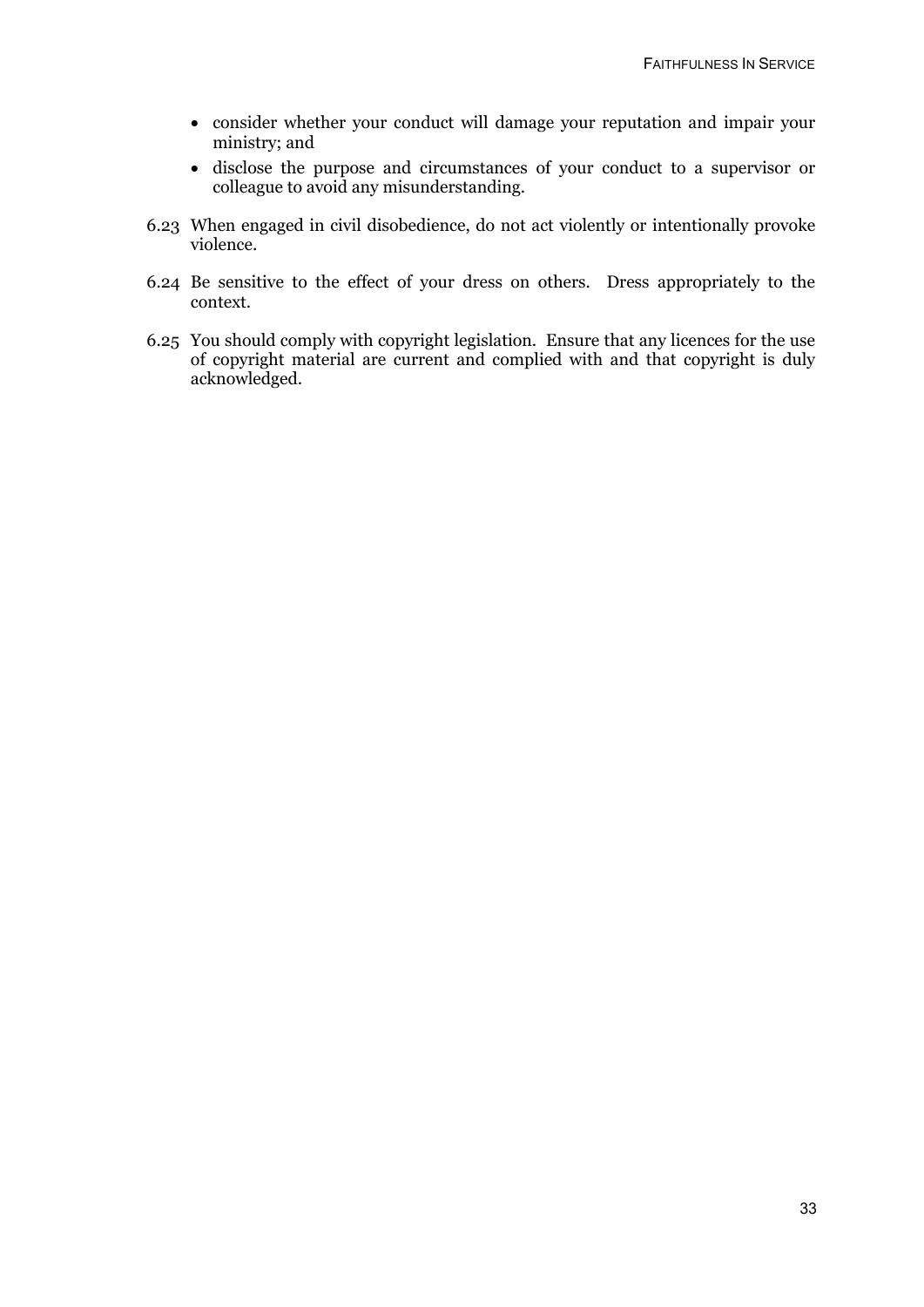- consider whether your conduct will damage your reputation and impair your ministry; and
- disclose the purpose and circumstances of your conduct to a supervisor or colleague to avoid any misunderstanding.

6.23 When engaged in civil disobedience, do not act violently or intentionally provoke violence.

6.24 Be sensitive to the effect of your dress on others. Dress appropriately to the context.

6.25 You should comply with copyright legislation. Ensure that any licences for the use of copyright material are current and complied with and that copyright is duly acknowledged.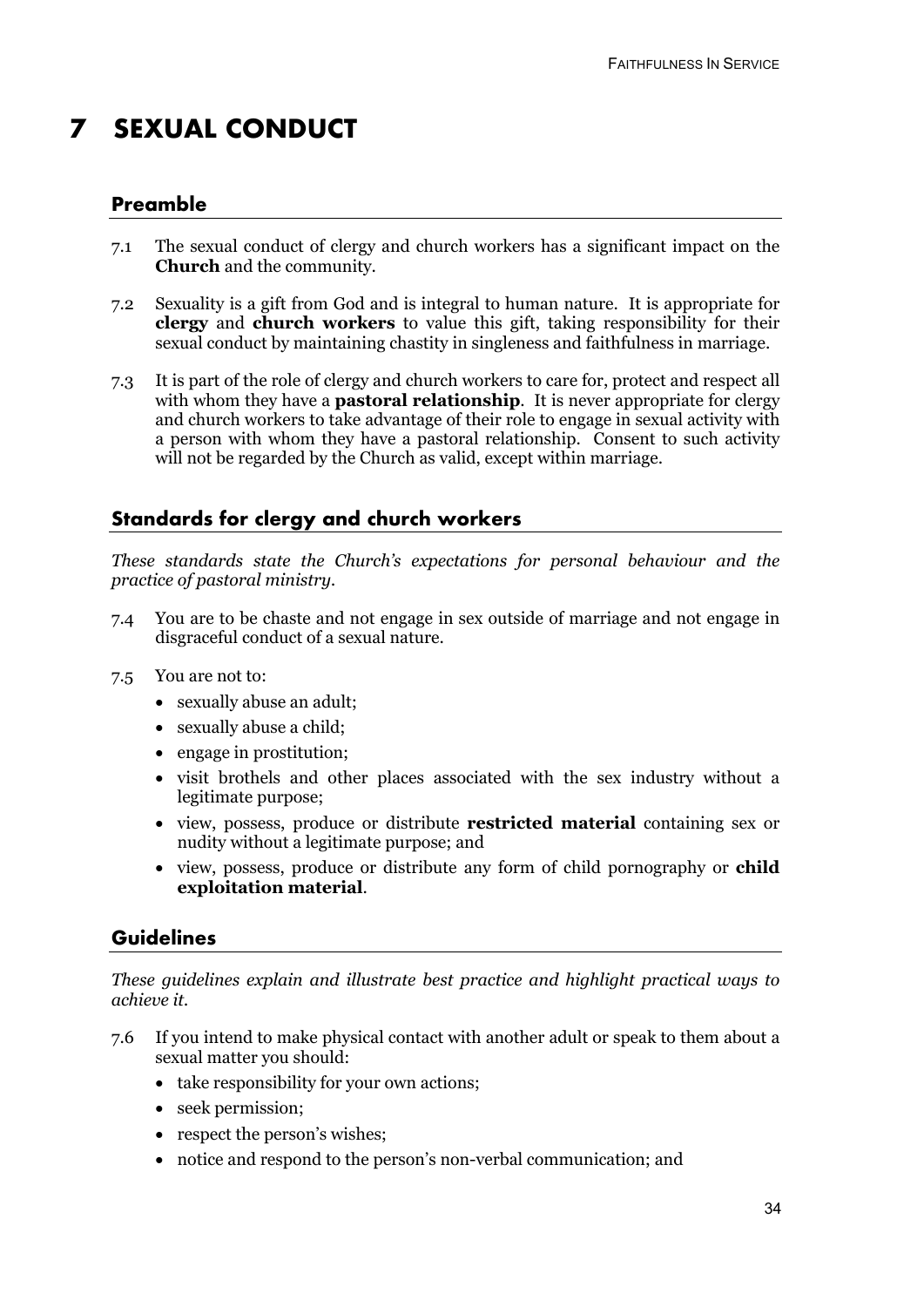# 7 SEXUAL CONDUCT

## Preamble

7.1 The sexual conduct of clergy and church workers has a significant impact on the **Church** and the community.

7.2 Sexuality is a gift from God and is integral to human nature. It is appropriate for **clergy** and **church workers** to value this gift, taking responsibility for their sexual conduct by maintaining chastity in singleness and faithfulness in marriage.

7.3 It is part of the role of clergy and church workers to care for, protect and respect all with whom they have a **pastoral relationship**. It is never appropriate for clergy and church workers to take advantage of their role to engage in sexual activity with a person with whom they have a pastoral relationship. Consent to such activity will not be regarded by the Church as valid, except within marriage.

## Standards for clergy and church workers

*These standards state the Church's expectations for personal behaviour and the practice of pastoral ministry.*

7.4 You are to be chaste and not engage in sex outside of marriage and not engage in disgraceful conduct of a sexual nature.

7.5 You are not to:

- sexually abuse an adult;
- sexually abuse a child;
- engage in prostitution;
- visit brothels and other places associated with the sex industry without a legitimate purpose;
- view, possess, produce or distribute **restricted material** containing sex or nudity without a legitimate purpose; and
- view, possess, produce or distribute any form of child pornography or **child exploitation material**.

## Guidelines

*These guidelines explain and illustrate best practice and highlight practical ways to achieve it.*

7.6 If you intend to make physical contact with another adult or speak to them about a sexual matter you should:

- take responsibility for your own actions;
- seek permission;
- respect the person's wishes;
- notice and respond to the person's non-verbal communication; and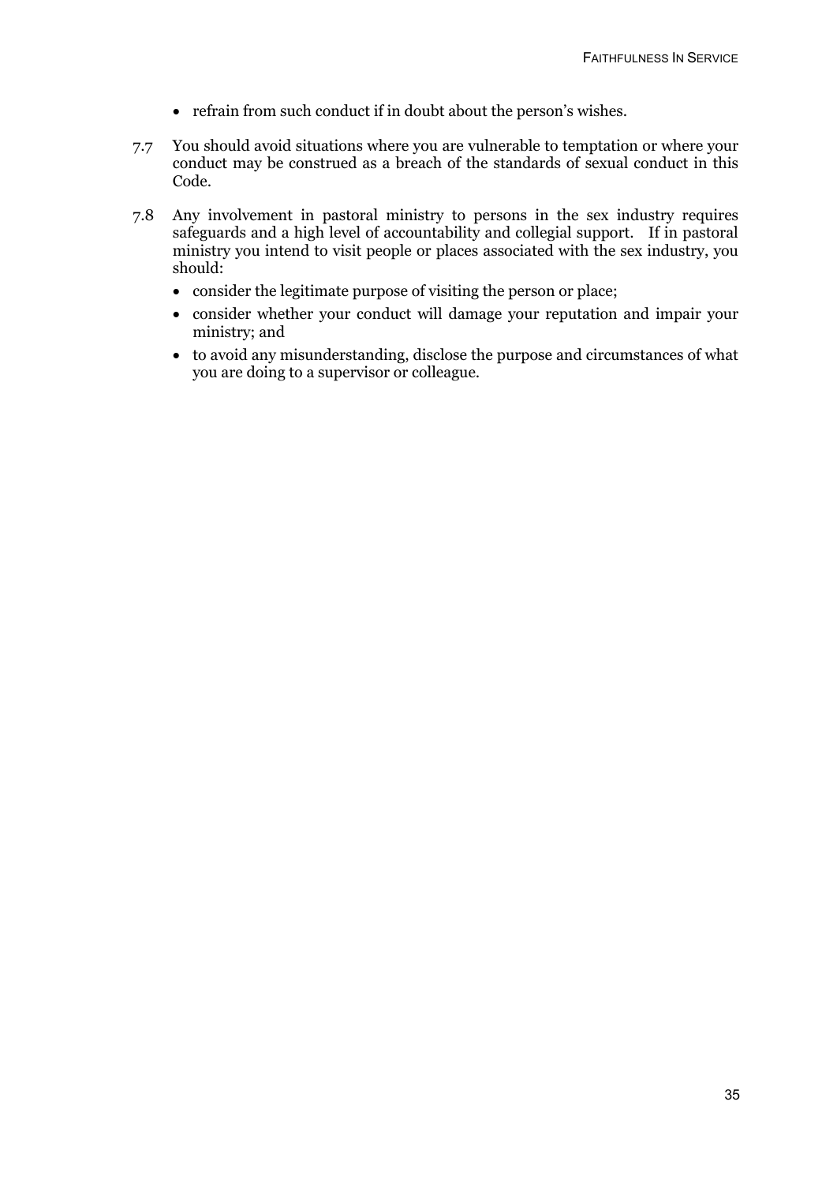- refrain from such conduct if in doubt about the person's wishes.

7.7 You should avoid situations where you are vulnerable to temptation or where your conduct may be construed as a breach of the standards of sexual conduct in this Code.

7.8 Any involvement in pastoral ministry to persons in the sex industry requires safeguards and a high level of accountability and collegial support. If in pastoral ministry you intend to visit people or places associated with the sex industry, you should:

- consider the legitimate purpose of visiting the person or place;
- consider whether your conduct will damage your reputation and impair your ministry; and
- to avoid any misunderstanding, disclose the purpose and circumstances of what you are doing to a supervisor or colleague.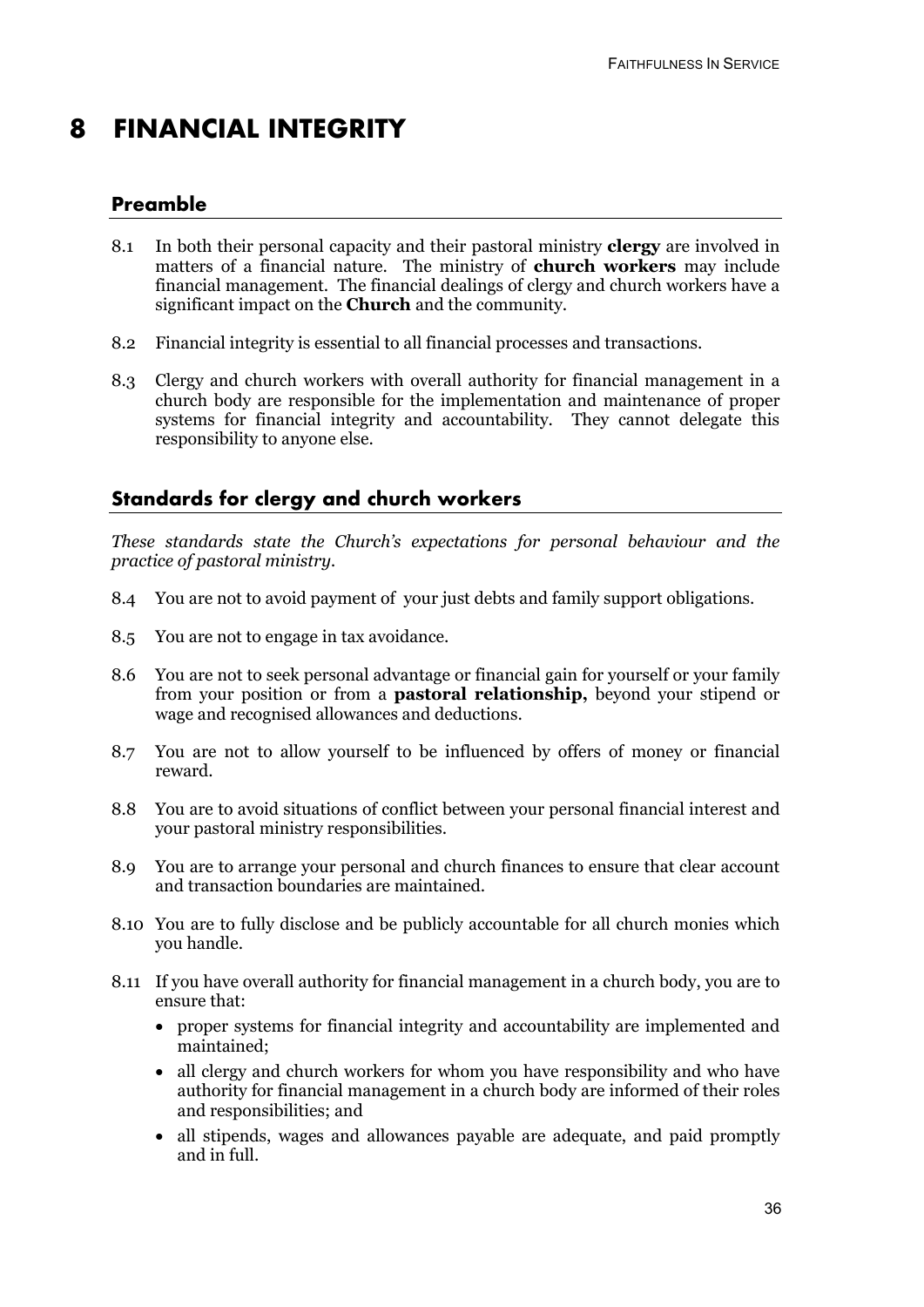# 8 FINANCIAL INTEGRITY

## Preamble

8.1 In both their personal capacity and their pastoral ministry **clergy** are involved in matters of a financial nature. The ministry of **church workers** may include financial management. The financial dealings of clergy and church workers have a significant impact on the **Church** and the community.

8.2 Financial integrity is essential to all financial processes and transactions.

8.3 Clergy and church workers with overall authority for financial management in a church body are responsible for the implementation and maintenance of proper systems for financial integrity and accountability. They cannot delegate this responsibility to anyone else.

## Standards for clergy and church workers

*These standards state the Church's expectations for personal behaviour and the practice of pastoral ministry.*

8.4 You are not to avoid payment of your just debts and family support obligations.

8.5 You are not to engage in tax avoidance.

8.6 You are not to seek personal advantage or financial gain for yourself or your family from your position or from a **pastoral relationship,** beyond your stipend or wage and recognised allowances and deductions.

8.7 You are not to allow yourself to be influenced by offers of money or financial reward.

8.8 You are to avoid situations of conflict between your personal financial interest and your pastoral ministry responsibilities.

8.9 You are to arrange your personal and church finances to ensure that clear account and transaction boundaries are maintained.

8.10 You are to fully disclose and be publicly accountable for all church monies which you handle.

8.11 If you have overall authority for financial management in a church body, you are to ensure that:

- proper systems for financial integrity and accountability are implemented and maintained;
- all clergy and church workers for whom you have responsibility and who have authority for financial management in a church body are informed of their roles and responsibilities; and
- all stipends, wages and allowances payable are adequate, and paid promptly and in full.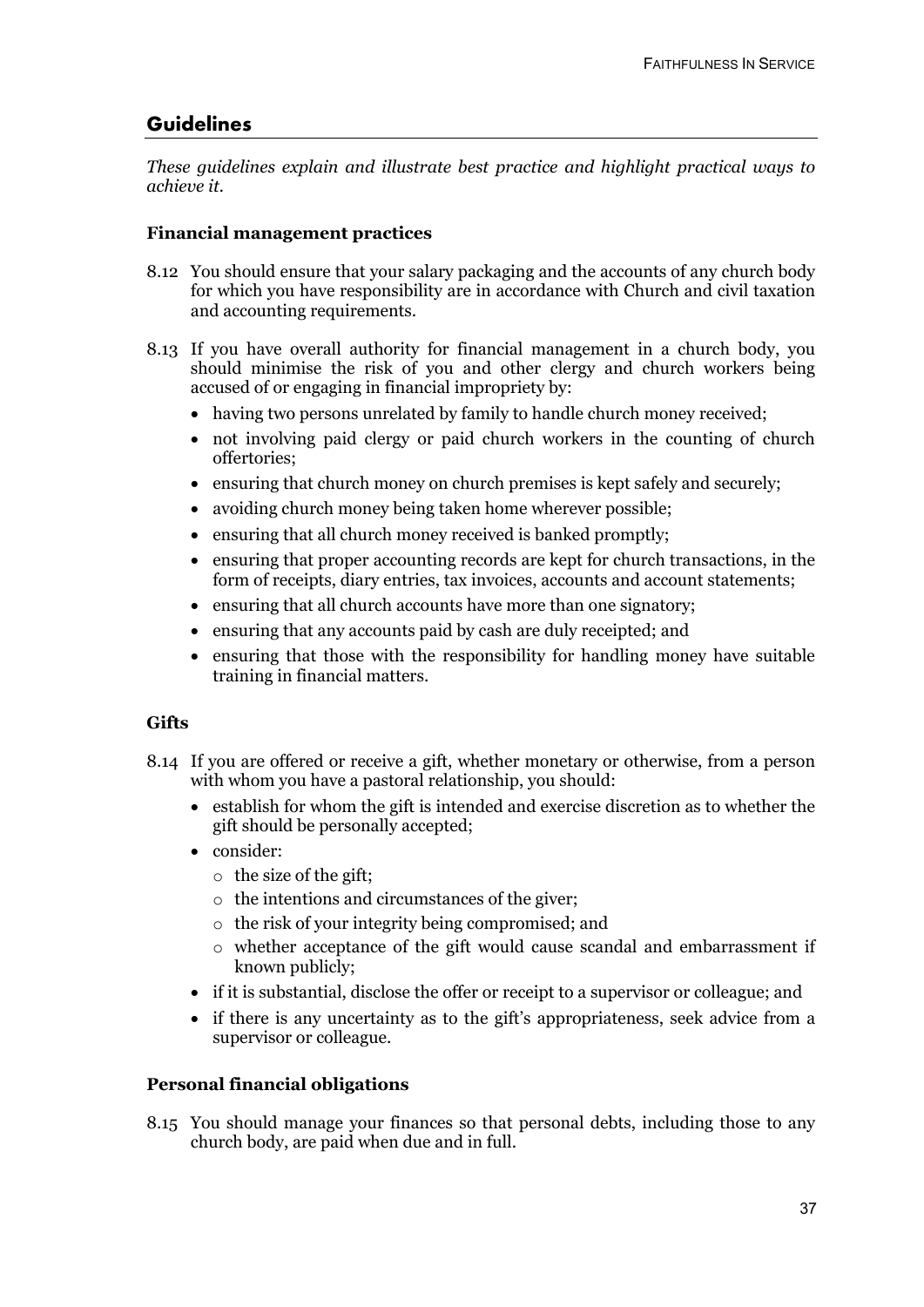## Guidelines

*These guidelines explain and illustrate best practice and highlight practical ways to achieve it.*

**Financial management practices**

8.12 You should ensure that your salary packaging and the accounts of any church body for which you have responsibility are in accordance with Church and civil taxation and accounting requirements.

8.13 If you have overall authority for financial management in a church body, you should minimise the risk of you and other clergy and church workers being accused of or engaging in financial impropriety by:

- having two persons unrelated by family to handle church money received;
- not involving paid clergy or paid church workers in the counting of church offertories;
- ensuring that church money on church premises is kept safely and securely;
- avoiding church money being taken home wherever possible;
- ensuring that all church money received is banked promptly;
- ensuring that proper accounting records are kept for church transactions, in the form of receipts, diary entries, tax invoices, accounts and account statements;
- ensuring that all church accounts have more than one signatory;
- ensuring that any accounts paid by cash are duly receipted; and
- ensuring that those with the responsibility for handling money have suitable training in financial matters.

**Gifts**

8.14 If you are offered or receive a gift, whether monetary or otherwise, from a person with whom you have a pastoral relationship, you should:

- establish for whom the gift is intended and exercise discretion as to whether the gift should be personally accepted;
- consider:
  - the size of the gift;
  - the intentions and circumstances of the giver;
  - the risk of your integrity being compromised; and
  - whether acceptance of the gift would cause scandal and embarrassment if known publicly;
- if it is substantial, disclose the offer or receipt to a supervisor or colleague; and
- if there is any uncertainty as to the gift's appropriateness, seek advice from a supervisor or colleague.

**Personal financial obligations**

8.15 You should manage your finances so that personal debts, including those to any church body, are paid when due and in full.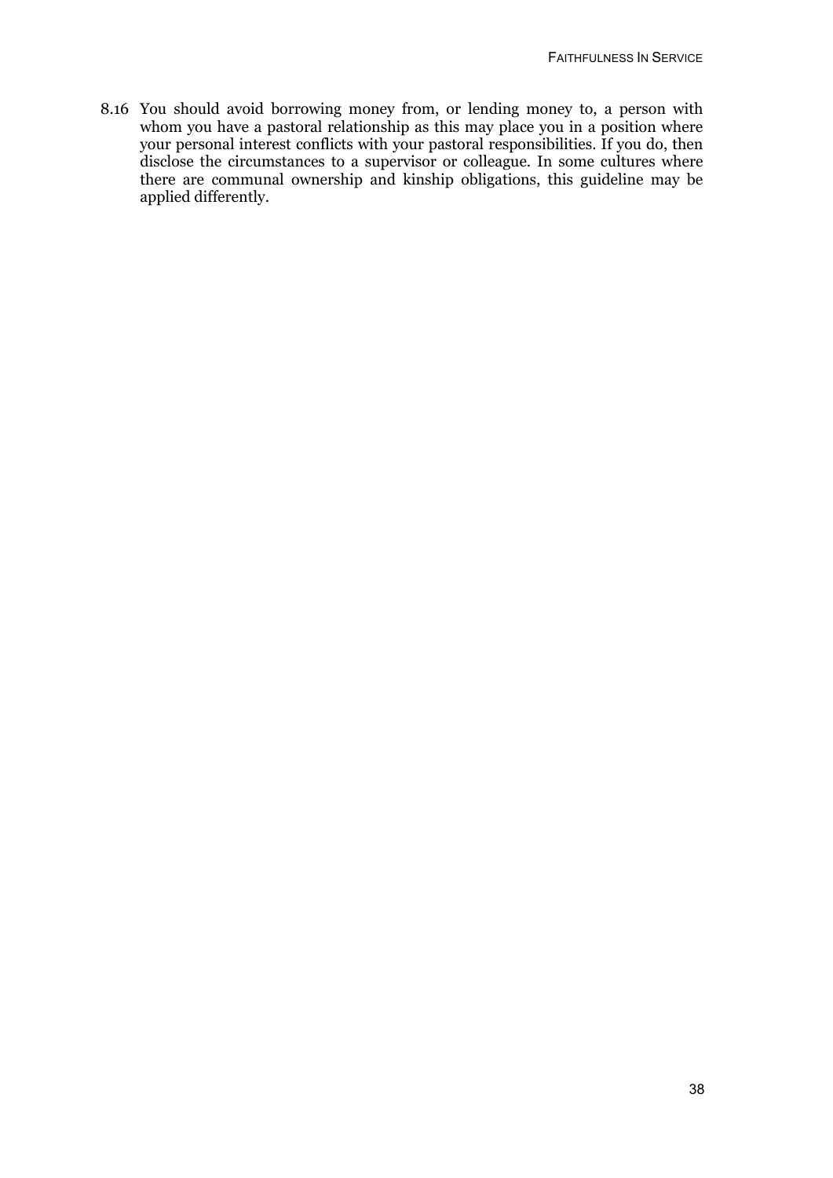8.16 You should avoid borrowing money from, or lending money to, a person with whom you have a pastoral relationship as this may place you in a position where your personal interest conflicts with your pastoral responsibilities. If you do, then disclose the circumstances to a supervisor or colleague. In some cultures where there are communal ownership and kinship obligations, this guideline may be applied differently.